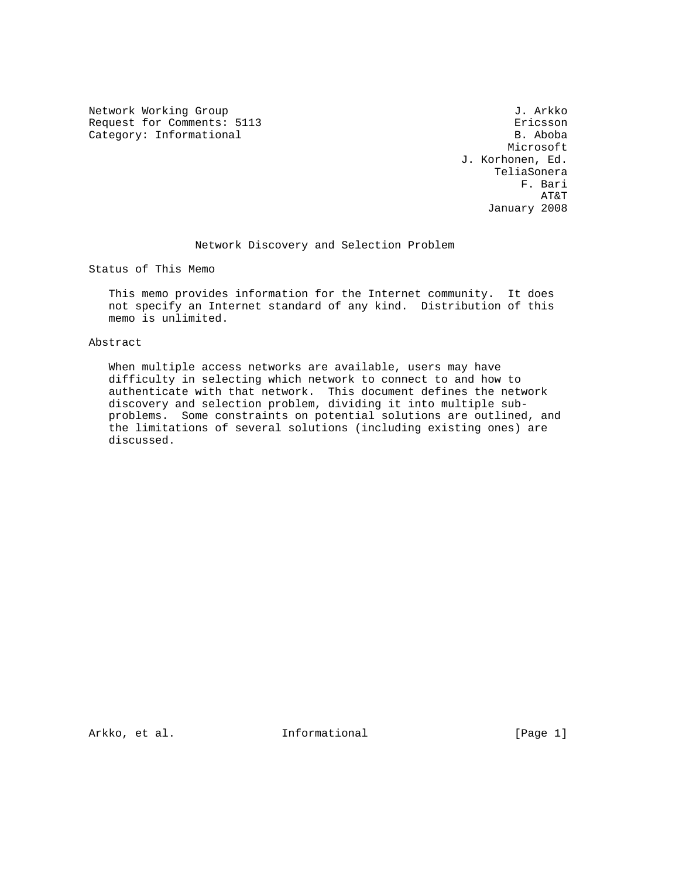Network Working Group J. Arkko
Request for Comments: 5113 Ericsson
Category: Informational B. Aboba
Microsoft
J. Korhonen, Ed.
TeliaSonera
F. Bari
AT&T
January 2008

# Network Discovery and Selection Problem

## Status of This Memo

This memo provides information for the Internet community. It does not specify an Internet standard of any kind. Distribution of this memo is unlimited.

## Abstract

When multiple access networks are available, users may have difficulty in selecting which network to connect to and how to authenticate with that network. This document defines the network discovery and selection problem, dividing it into multiple sub-problems. Some constraints on potential solutions are outlined, and the limitations of several solutions (including existing ones) are discussed.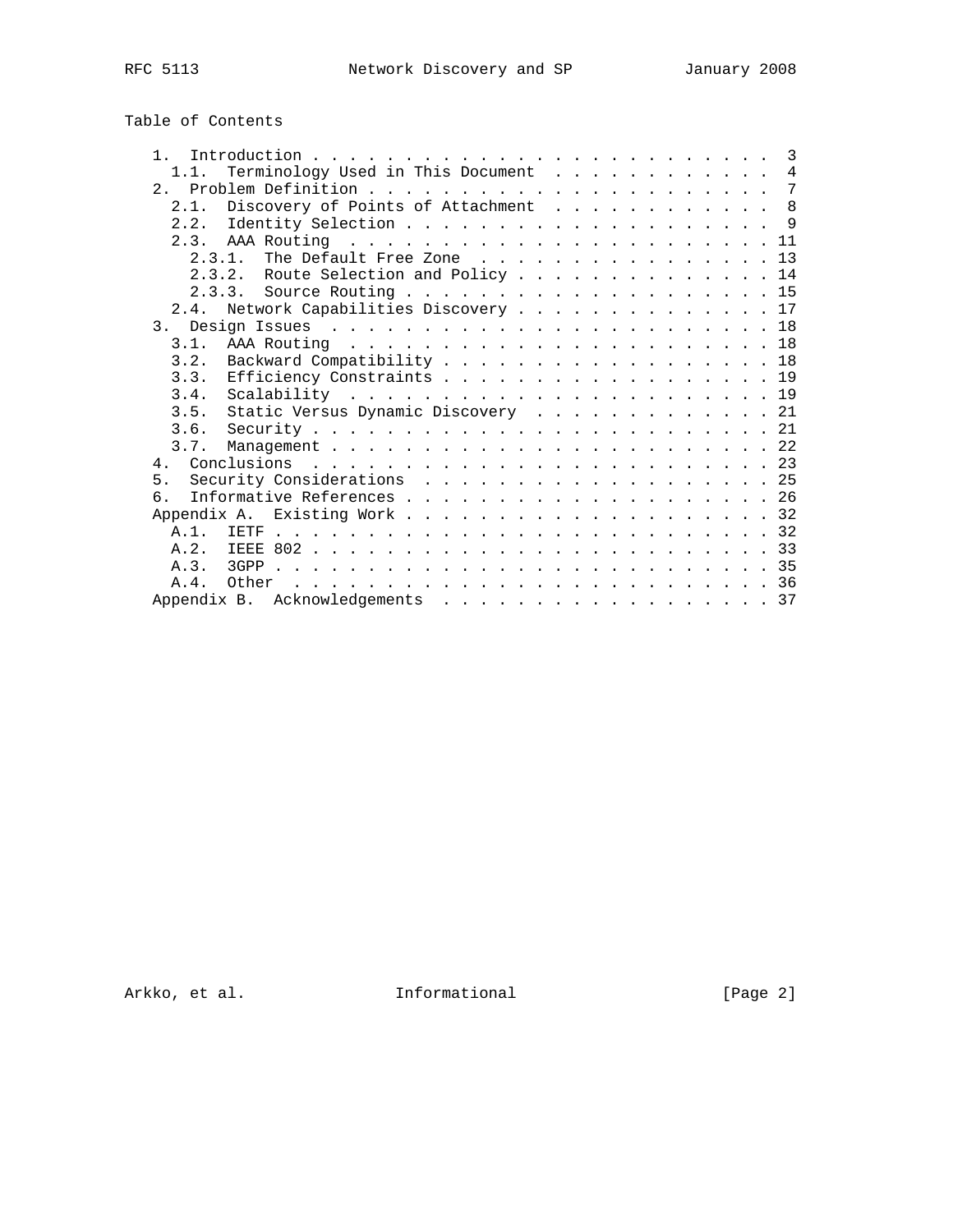Table of Contents

```
   1.  Introduction . . . . . . . . . . . . . . . . . . . . . . . . .  3
     1.1.  Terminology Used in This Document  . . . . . . . . . . . .  4
   2.  Problem Definition . . . . . . . . . . . . . . . . . . . . . .  7
     2.1.  Discovery of Points of Attachment  . . . . . . . . . . . .  8
     2.2.  Identity Selection . . . . . . . . . . . . . . . . . . . .  9
     2.3.  AAA Routing  . . . . . . . . . . . . . . . . . . . . . . . 11
       2.3.1.  The Default Free Zone  . . . . . . . . . . . . . . . . 13
       2.3.2.  Route Selection and Policy . . . . . . . . . . . . . . 14
       2.3.3.  Source Routing . . . . . . . . . . . . . . . . . . . . 15
     2.4.  Network Capabilities Discovery . . . . . . . . . . . . . . 17
   3.  Design Issues  . . . . . . . . . . . . . . . . . . . . . . . . 18
     3.1.  AAA Routing  . . . . . . . . . . . . . . . . . . . . . . . 18
     3.2.  Backward Compatibility . . . . . . . . . . . . . . . . . . 18
     3.3.  Efficiency Constraints . . . . . . . . . . . . . . . . . . 19
     3.4.  Scalability  . . . . . . . . . . . . . . . . . . . . . . . 19
     3.5.  Static Versus Dynamic Discovery  . . . . . . . . . . . . . 21
     3.6.  Security . . . . . . . . . . . . . . . . . . . . . . . . . 21
     3.7.  Management . . . . . . . . . . . . . . . . . . . . . . . . 22
   4.  Conclusions  . . . . . . . . . . . . . . . . . . . . . . . . . 23
   5.  Security Considerations  . . . . . . . . . . . . . . . . . . . 25
   6.  Informative References . . . . . . . . . . . . . . . . . . . . 26
   Appendix A.  Existing Work . . . . . . . . . . . . . . . . . . . . 32
     A.1.  IETF . . . . . . . . . . . . . . . . . . . . . . . . . . . 32
     A.2.  IEEE 802 . . . . . . . . . . . . . . . . . . . . . . . . . 33
     A.3.  3GPP . . . . . . . . . . . . . . . . . . . . . . . . . . . 35
     A.4.  Other  . . . . . . . . . . . . . . . . . . . . . . . . . . 36
   Appendix B.  Acknowledgements  . . . . . . . . . . . . . . . . . . 37
```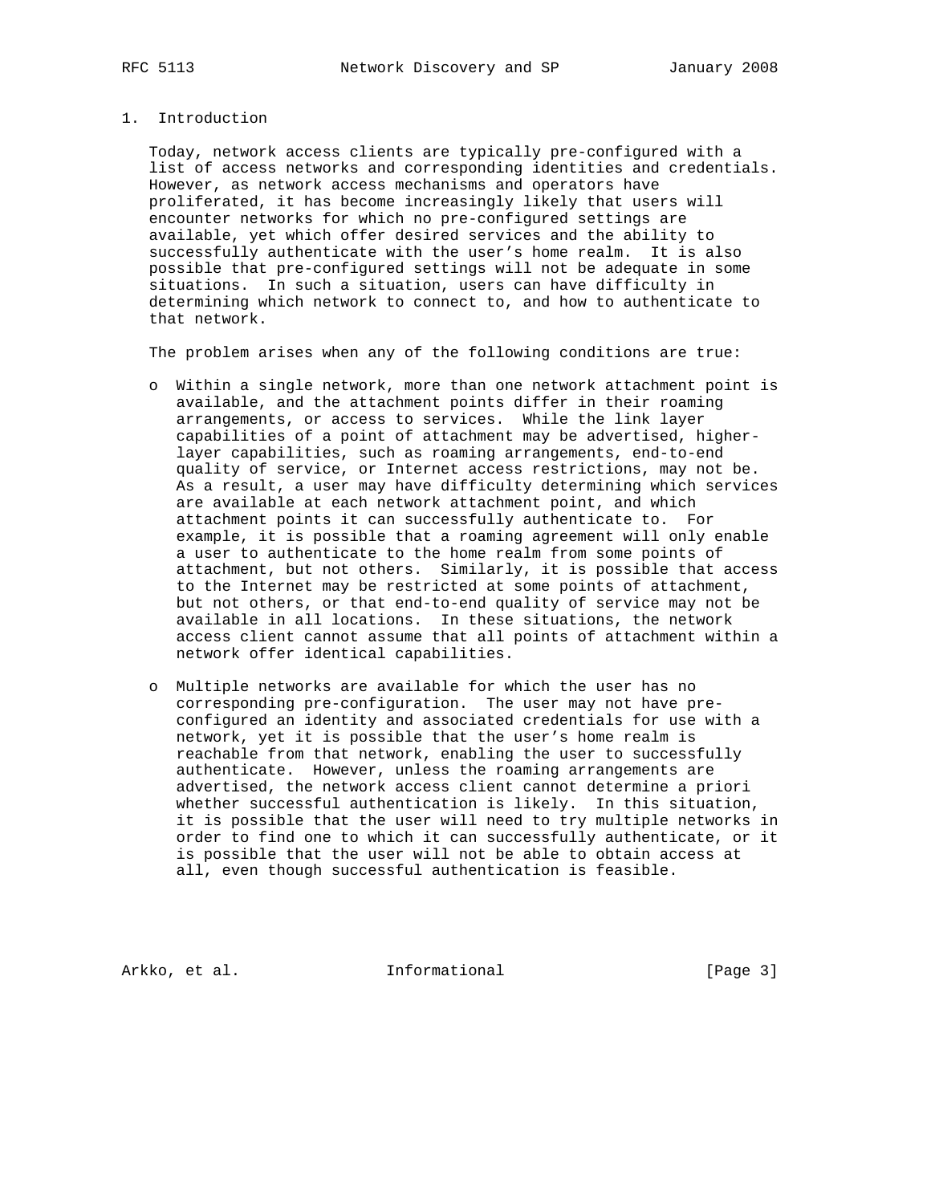# 1. Introduction

Today, network access clients are typically pre-configured with a list of access networks and corresponding identities and credentials. However, as network access mechanisms and operators have proliferated, it has become increasingly likely that users will encounter networks for which no pre-configured settings are available, yet which offer desired services and the ability to successfully authenticate with the user's home realm. It is also possible that pre-configured settings will not be adequate in some situations. In such a situation, users can have difficulty in determining which network to connect to, and how to authenticate to that network.

The problem arises when any of the following conditions are true:

- Within a single network, more than one network attachment point is available, and the attachment points differ in their roaming arrangements, or access to services. While the link layer capabilities of a point of attachment may be advertised, higher-layer capabilities, such as roaming arrangements, end-to-end quality of service, or Internet access restrictions, may not be. As a result, a user may have difficulty determining which services are available at each network attachment point, and which attachment points it can successfully authenticate to. For example, it is possible that a roaming agreement will only enable a user to authenticate to the home realm from some points of attachment, but not others. Similarly, it is possible that access to the Internet may be restricted at some points of attachment, but not others, or that end-to-end quality of service may not be available in all locations. In these situations, the network access client cannot assume that all points of attachment within a network offer identical capabilities.

- Multiple networks are available for which the user has no corresponding pre-configuration. The user may not have pre-configured an identity and associated credentials for use with a network, yet it is possible that the user's home realm is reachable from that network, enabling the user to successfully authenticate. However, unless the roaming arrangements are advertised, the network access client cannot determine a priori whether successful authentication is likely. In this situation, it is possible that the user will need to try multiple networks in order to find one to which it can successfully authenticate, or it is possible that the user will not be able to obtain access at all, even though successful authentication is feasible.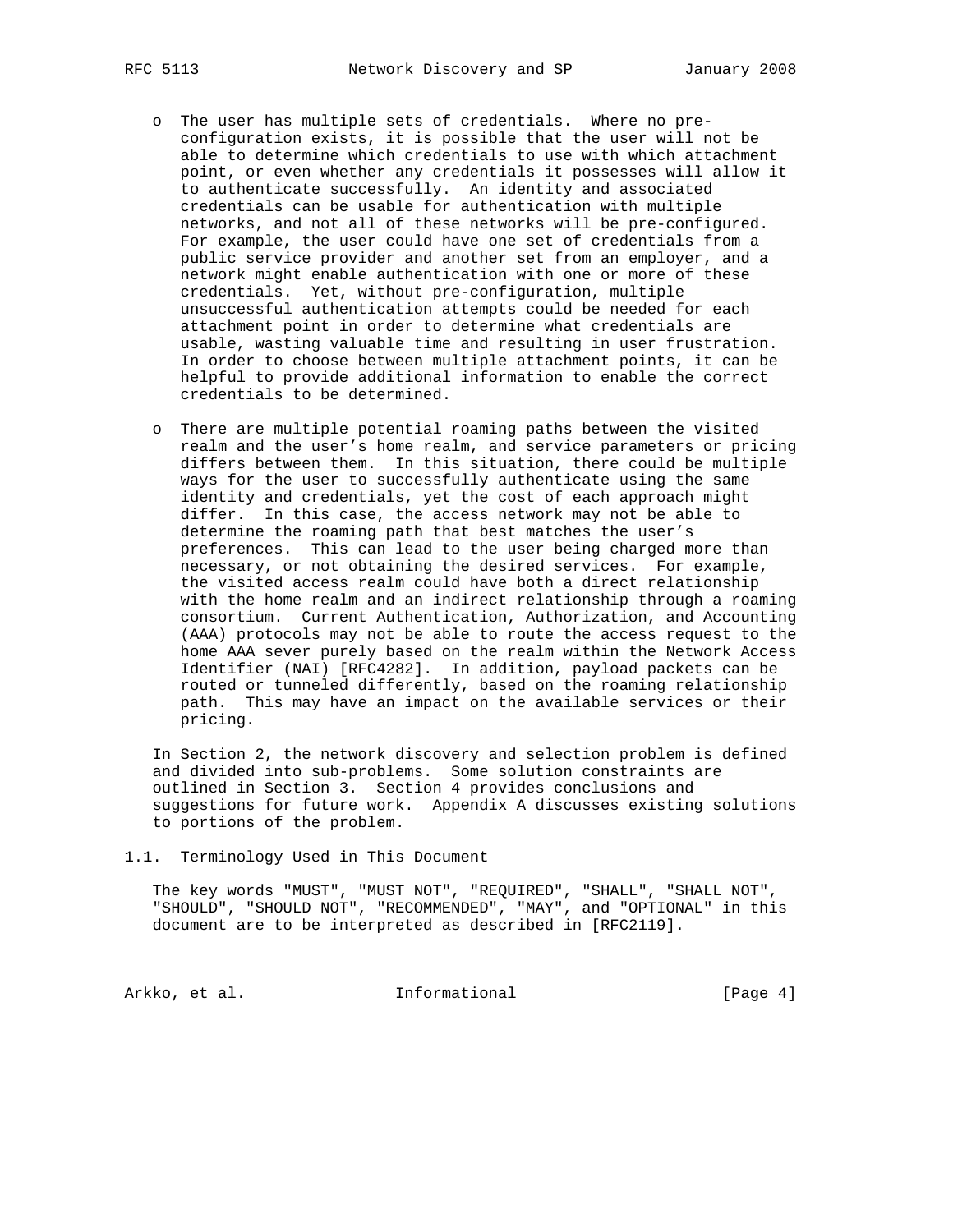- The user has multiple sets of credentials. Where no pre-configuration exists, it is possible that the user will not be able to determine which credentials to use with which attachment point, or even whether any credentials it possesses will allow it to authenticate successfully. An identity and associated credentials can be usable for authentication with multiple networks, and not all of these networks will be pre-configured. For example, the user could have one set of credentials from a public service provider and another set from an employer, and a network might enable authentication with one or more of these credentials. Yet, without pre-configuration, multiple unsuccessful authentication attempts could be needed for each attachment point in order to determine what credentials are usable, wasting valuable time and resulting in user frustration. In order to choose between multiple attachment points, it can be helpful to provide additional information to enable the correct credentials to be determined.

- There are multiple potential roaming paths between the visited realm and the user's home realm, and service parameters or pricing differs between them. In this situation, there could be multiple ways for the user to successfully authenticate using the same identity and credentials, yet the cost of each approach might differ. In this case, the access network may not be able to determine the roaming path that best matches the user's preferences. This can lead to the user being charged more than necessary, or not obtaining the desired services. For example, the visited access realm could have both a direct relationship with the home realm and an indirect relationship through a roaming consortium. Current Authentication, Authorization, and Accounting (AAA) protocols may not be able to route the access request to the home AAA sever purely based on the realm within the Network Access Identifier (NAI) [RFC4282]. In addition, payload packets can be routed or tunneled differently, based on the roaming relationship path. This may have an impact on the available services or their pricing.

In Section 2, the network discovery and selection problem is defined and divided into sub-problems. Some solution constraints are outlined in Section 3. Section 4 provides conclusions and suggestions for future work. Appendix A discusses existing solutions to portions of the problem.

## 1.1. Terminology Used in This Document

The key words "MUST", "MUST NOT", "REQUIRED", "SHALL", "SHALL NOT", "SHOULD", "SHOULD NOT", "RECOMMENDED", "MAY", and "OPTIONAL" in this document are to be interpreted as described in [RFC2119].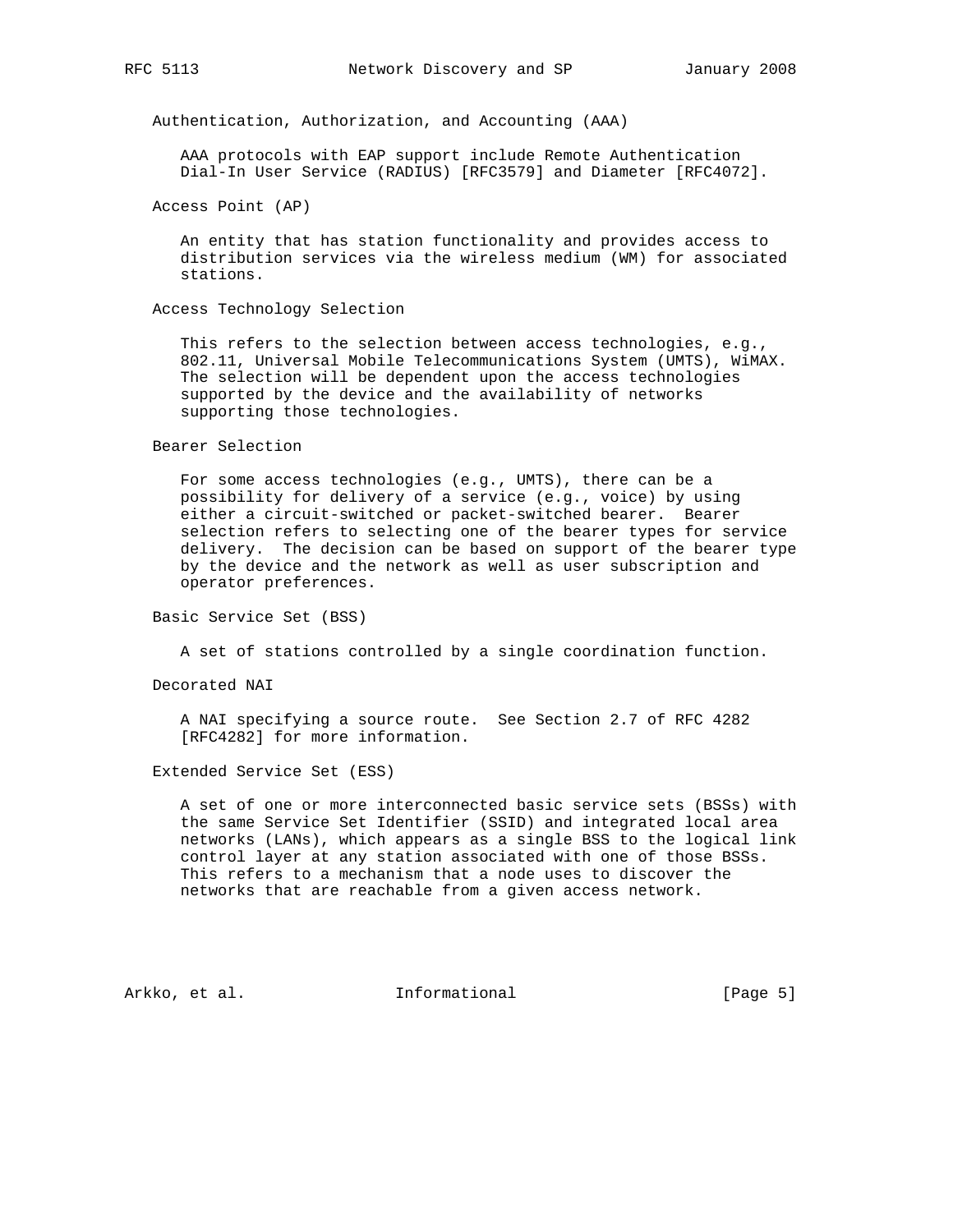Authentication, Authorization, and Accounting (AAA)

AAA protocols with EAP support include Remote Authentication Dial-In User Service (RADIUS) [RFC3579] and Diameter [RFC4072].

Access Point (AP)

An entity that has station functionality and provides access to distribution services via the wireless medium (WM) for associated stations.

Access Technology Selection

This refers to the selection between access technologies, e.g., 802.11, Universal Mobile Telecommunications System (UMTS), WiMAX. The selection will be dependent upon the access technologies supported by the device and the availability of networks supporting those technologies.

Bearer Selection

For some access technologies (e.g., UMTS), there can be a possibility for delivery of a service (e.g., voice) by using either a circuit-switched or packet-switched bearer. Bearer selection refers to selecting one of the bearer types for service delivery. The decision can be based on support of the bearer type by the device and the network as well as user subscription and operator preferences.

Basic Service Set (BSS)

A set of stations controlled by a single coordination function.

Decorated NAI

A NAI specifying a source route. See Section 2.7 of RFC 4282 [RFC4282] for more information.

Extended Service Set (ESS)

A set of one or more interconnected basic service sets (BSSs) with the same Service Set Identifier (SSID) and integrated local area networks (LANs), which appears as a single BSS to the logical link control layer at any station associated with one of those BSSs. This refers to a mechanism that a node uses to discover the networks that are reachable from a given access network.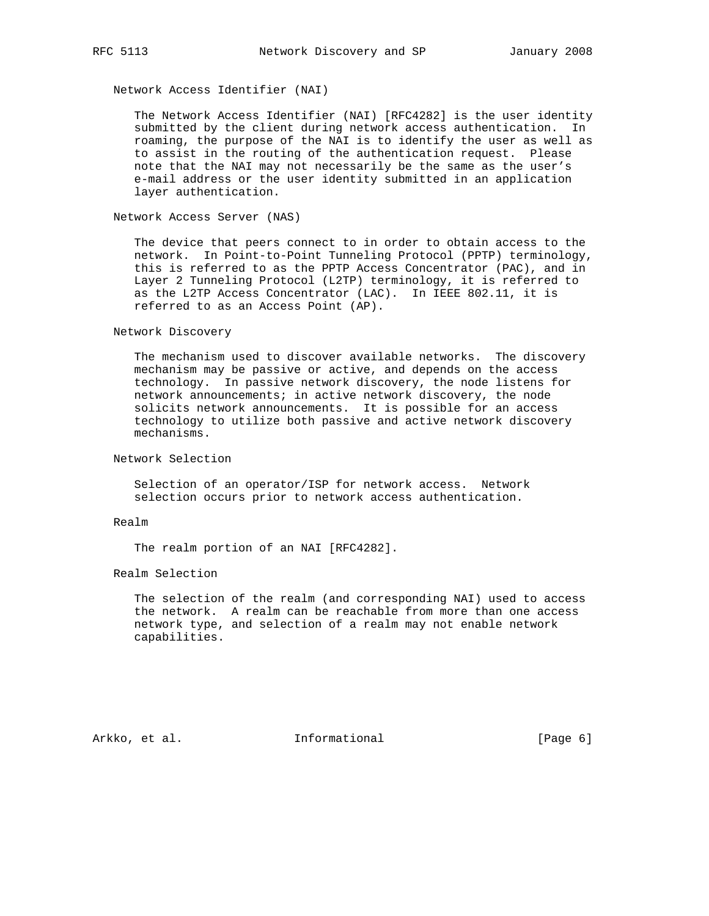Network Access Identifier (NAI)

The Network Access Identifier (NAI) [RFC4282] is the user identity submitted by the client during network access authentication. In roaming, the purpose of the NAI is to identify the user as well as to assist in the routing of the authentication request. Please note that the NAI may not necessarily be the same as the user's e-mail address or the user identity submitted in an application layer authentication.

Network Access Server (NAS)

The device that peers connect to in order to obtain access to the network. In Point-to-Point Tunneling Protocol (PPTP) terminology, this is referred to as the PPTP Access Concentrator (PAC), and in Layer 2 Tunneling Protocol (L2TP) terminology, it is referred to as the L2TP Access Concentrator (LAC). In IEEE 802.11, it is referred to as an Access Point (AP).

Network Discovery

The mechanism used to discover available networks. The discovery mechanism may be passive or active, and depends on the access technology. In passive network discovery, the node listens for network announcements; in active network discovery, the node solicits network announcements. It is possible for an access technology to utilize both passive and active network discovery mechanisms.

Network Selection

Selection of an operator/ISP for network access. Network selection occurs prior to network access authentication.

Realm

The realm portion of an NAI [RFC4282].

Realm Selection

The selection of the realm (and corresponding NAI) used to access the network. A realm can be reachable from more than one access network type, and selection of a realm may not enable network capabilities.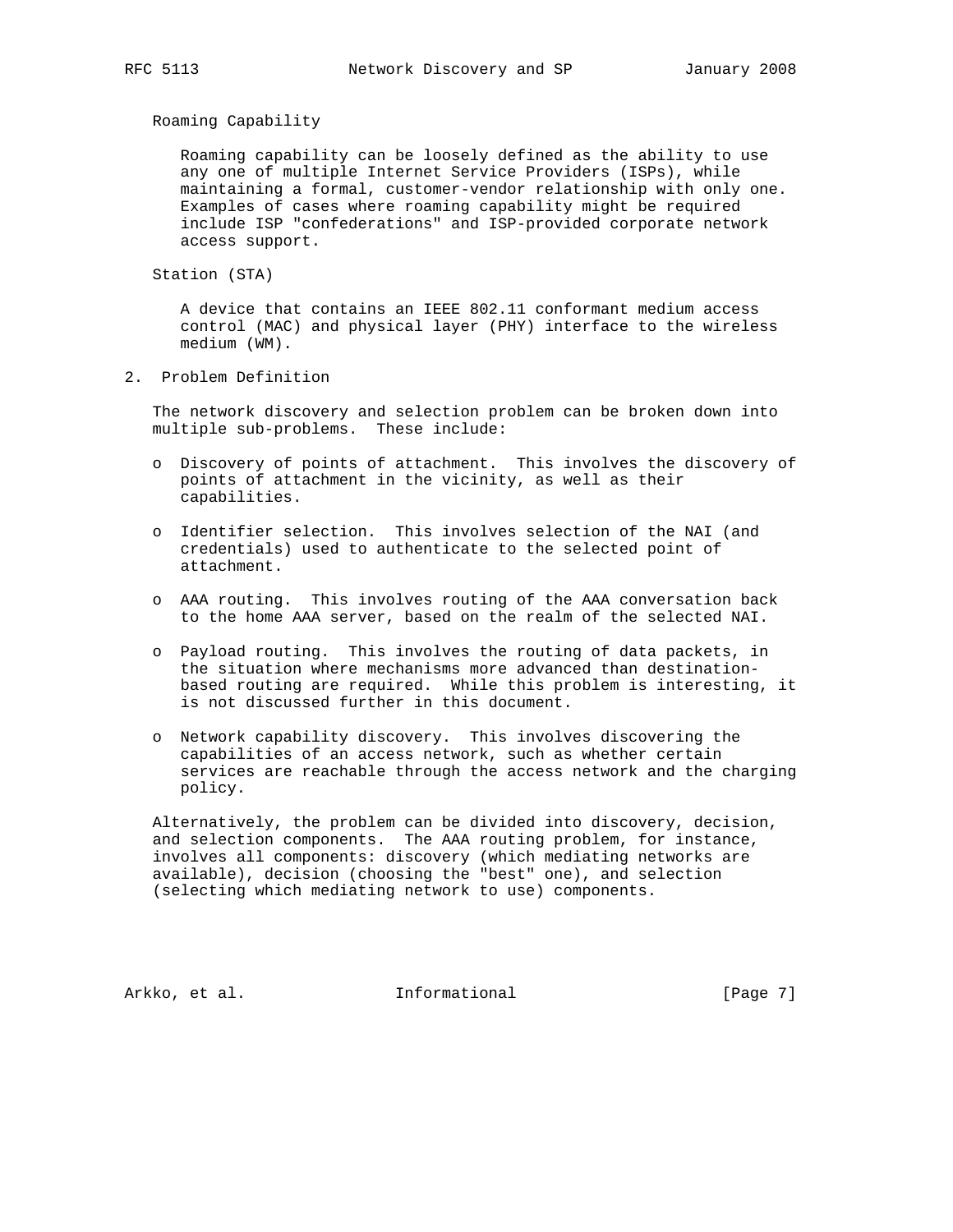Roaming Capability

Roaming capability can be loosely defined as the ability to use any one of multiple Internet Service Providers (ISPs), while maintaining a formal, customer-vendor relationship with only one. Examples of cases where roaming capability might be required include ISP "confederations" and ISP-provided corporate network access support.

Station (STA)

A device that contains an IEEE 802.11 conformant medium access control (MAC) and physical layer (PHY) interface to the wireless medium (WM).

## 2. Problem Definition

The network discovery and selection problem can be broken down into multiple sub-problems. These include:

- Discovery of points of attachment. This involves the discovery of points of attachment in the vicinity, as well as their capabilities.
- Identifier selection. This involves selection of the NAI (and credentials) used to authenticate to the selected point of attachment.
- AAA routing. This involves routing of the AAA conversation back to the home AAA server, based on the realm of the selected NAI.
- Payload routing. This involves the routing of data packets, in the situation where mechanisms more advanced than destination-based routing are required. While this problem is interesting, it is not discussed further in this document.
- Network capability discovery. This involves discovering the capabilities of an access network, such as whether certain services are reachable through the access network and the charging policy.

Alternatively, the problem can be divided into discovery, decision, and selection components. The AAA routing problem, for instance, involves all components: discovery (which mediating networks are available), decision (choosing the "best" one), and selection (selecting which mediating network to use) components.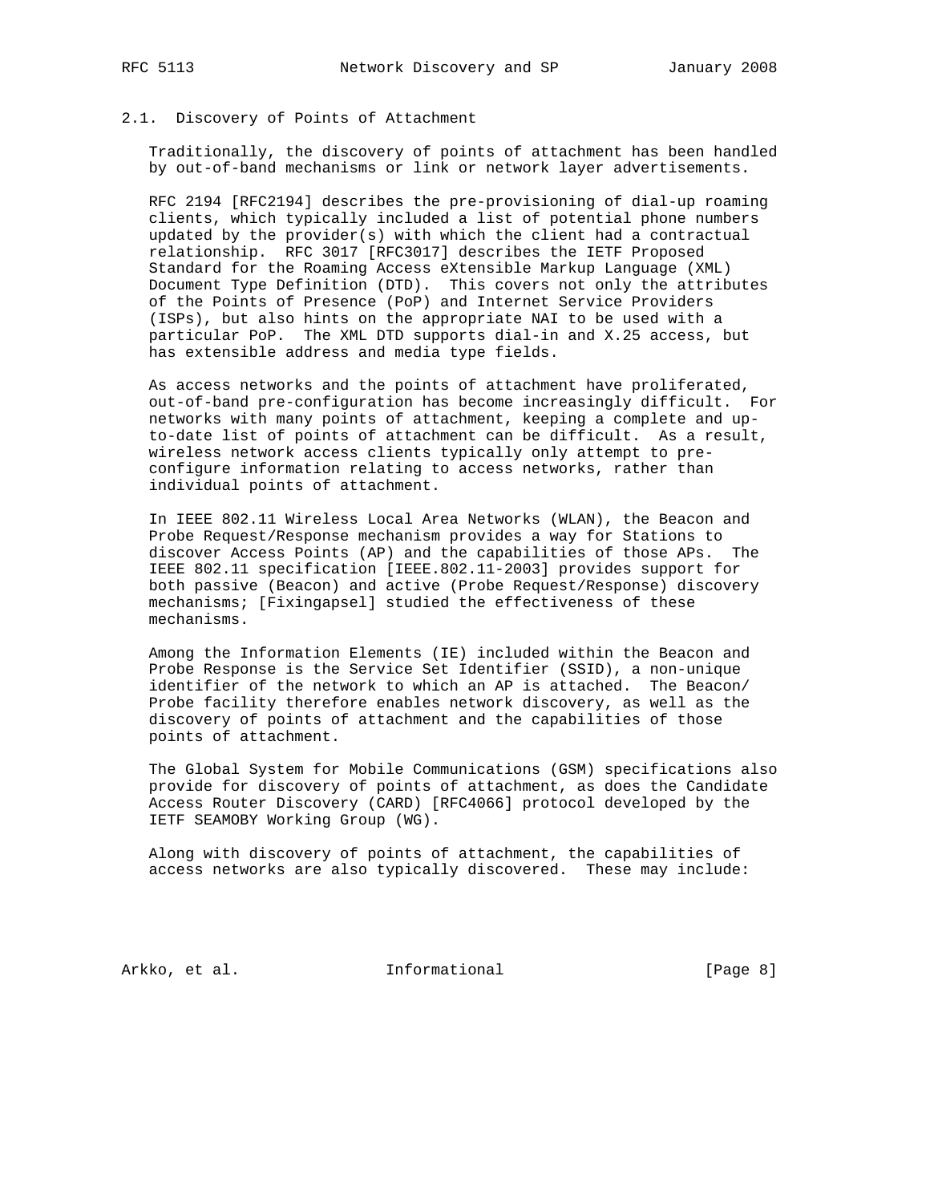### 2.1. Discovery of Points of Attachment

Traditionally, the discovery of points of attachment has been handled by out-of-band mechanisms or link or network layer advertisements.

RFC 2194 [RFC2194] describes the pre-provisioning of dial-up roaming clients, which typically included a list of potential phone numbers updated by the provider(s) with which the client had a contractual relationship. RFC 3017 [RFC3017] describes the IETF Proposed Standard for the Roaming Access eXtensible Markup Language (XML) Document Type Definition (DTD). This covers not only the attributes of the Points of Presence (PoP) and Internet Service Providers (ISPs), but also hints on the appropriate NAI to be used with a particular PoP. The XML DTD supports dial-in and X.25 access, but has extensible address and media type fields.

As access networks and the points of attachment have proliferated, out-of-band pre-configuration has become increasingly difficult. For networks with many points of attachment, keeping a complete and up-to-date list of points of attachment can be difficult. As a result, wireless network access clients typically only attempt to pre-configure information relating to access networks, rather than individual points of attachment.

In IEEE 802.11 Wireless Local Area Networks (WLAN), the Beacon and Probe Request/Response mechanism provides a way for Stations to discover Access Points (AP) and the capabilities of those APs. The IEEE 802.11 specification [IEEE.802.11-2003] provides support for both passive (Beacon) and active (Probe Request/Response) discovery mechanisms; [Fixingapsel] studied the effectiveness of these mechanisms.

Among the Information Elements (IE) included within the Beacon and Probe Response is the Service Set Identifier (SSID), a non-unique identifier of the network to which an AP is attached. The Beacon/Probe facility therefore enables network discovery, as well as the discovery of points of attachment and the capabilities of those points of attachment.

The Global System for Mobile Communications (GSM) specifications also provide for discovery of points of attachment, as does the Candidate Access Router Discovery (CARD) [RFC4066] protocol developed by the IETF SEAMOBY Working Group (WG).

Along with discovery of points of attachment, the capabilities of access networks are also typically discovered. These may include: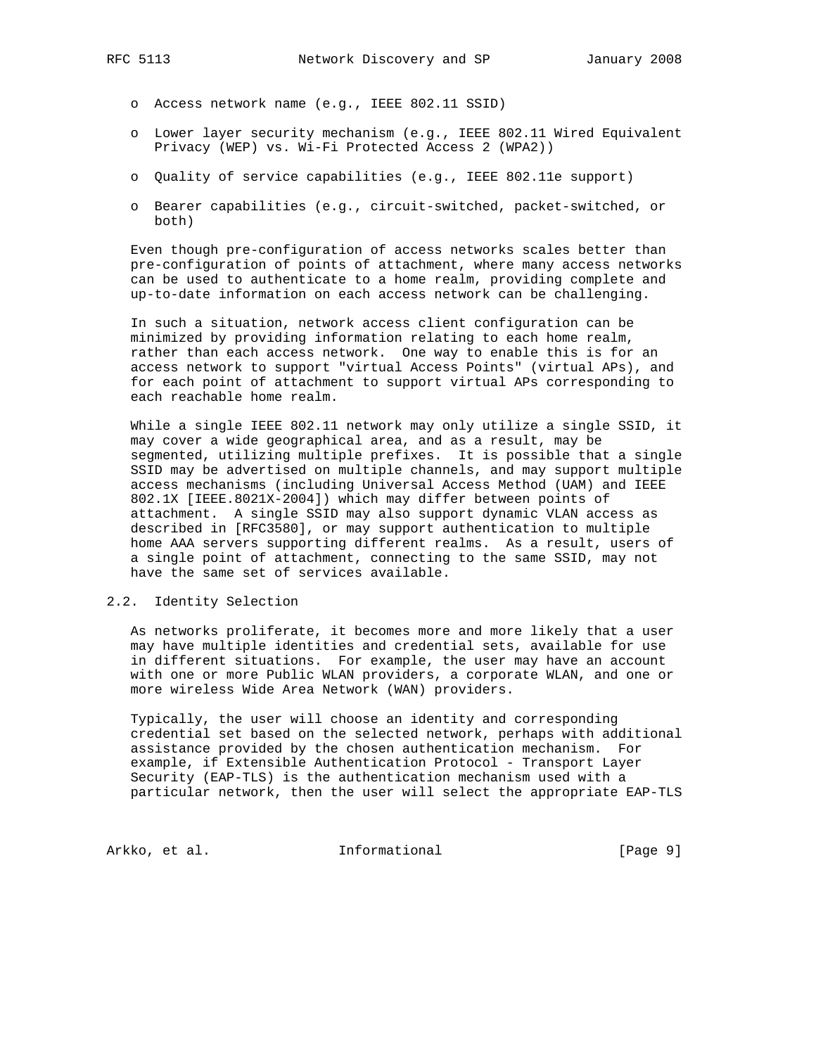- Access network name (e.g., IEEE 802.11 SSID)

- Lower layer security mechanism (e.g., IEEE 802.11 Wired Equivalent Privacy (WEP) vs. Wi-Fi Protected Access 2 (WPA2))

- Quality of service capabilities (e.g., IEEE 802.11e support)

- Bearer capabilities (e.g., circuit-switched, packet-switched, or both)

Even though pre-configuration of access networks scales better than pre-configuration of points of attachment, where many access networks can be used to authenticate to a home realm, providing complete and up-to-date information on each access network can be challenging.

In such a situation, network access client configuration can be minimized by providing information relating to each home realm, rather than each access network. One way to enable this is for an access network to support "virtual Access Points" (virtual APs), and for each point of attachment to support virtual APs corresponding to each reachable home realm.

While a single IEEE 802.11 network may only utilize a single SSID, it may cover a wide geographical area, and as a result, may be segmented, utilizing multiple prefixes. It is possible that a single SSID may be advertised on multiple channels, and may support multiple access mechanisms (including Universal Access Method (UAM) and IEEE 802.1X [IEEE.8021X-2004]) which may differ between points of attachment. A single SSID may also support dynamic VLAN access as described in [RFC3580], or may support authentication to multiple home AAA servers supporting different realms. As a result, users of a single point of attachment, connecting to the same SSID, may not have the same set of services available.

## 2.2. Identity Selection

As networks proliferate, it becomes more and more likely that a user may have multiple identities and credential sets, available for use in different situations. For example, the user may have an account with one or more Public WLAN providers, a corporate WLAN, and one or more wireless Wide Area Network (WAN) providers.

Typically, the user will choose an identity and corresponding credential set based on the selected network, perhaps with additional assistance provided by the chosen authentication mechanism. For example, if Extensible Authentication Protocol - Transport Layer Security (EAP-TLS) is the authentication mechanism used with a particular network, then the user will select the appropriate EAP-TLS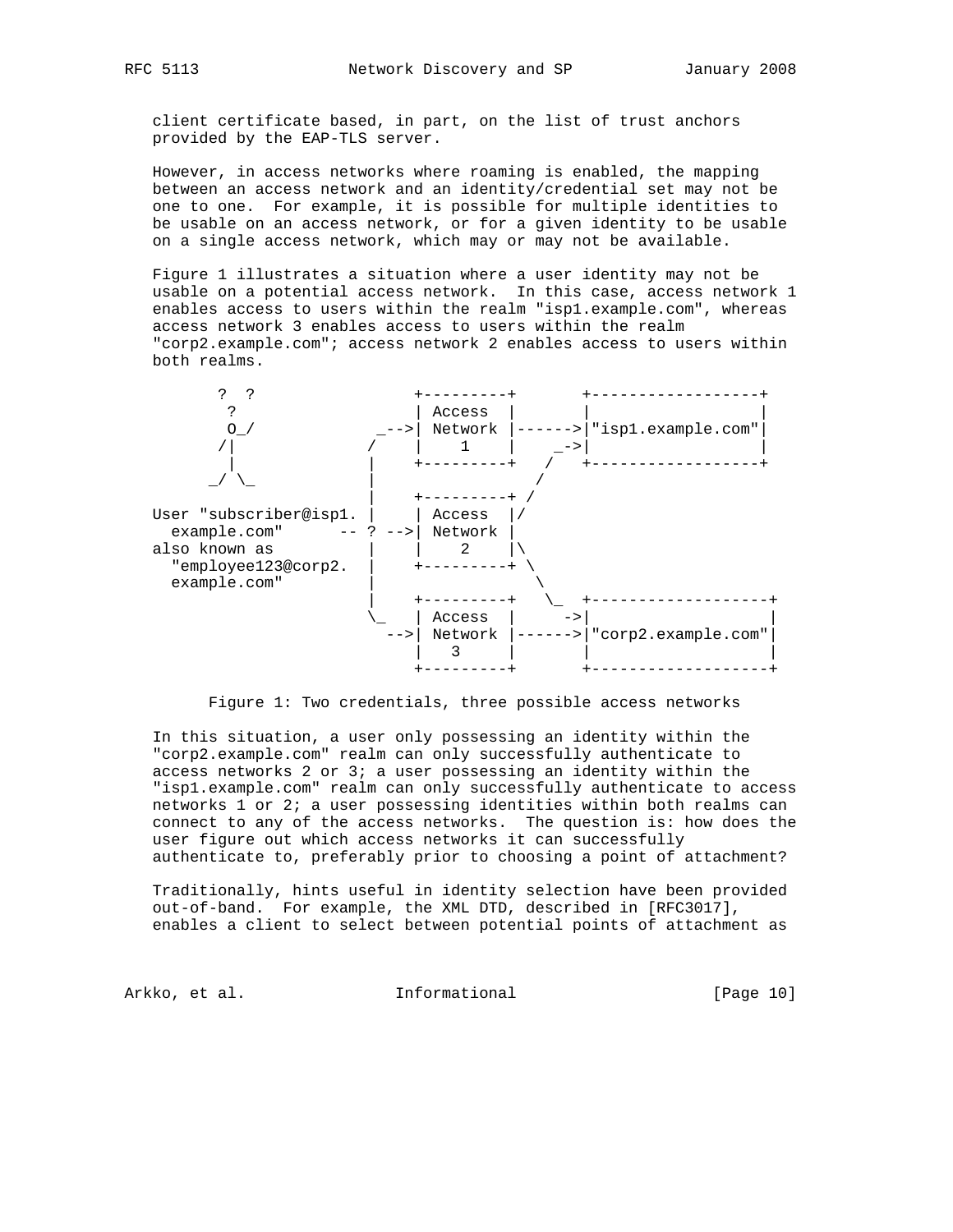client certificate based, in part, on the list of trust anchors provided by the EAP-TLS server.

However, in access networks where roaming is enabled, the mapping between an access network and an identity/credential set may not be one to one. For example, it is possible for multiple identities to be usable on an access network, or for a given identity to be usable on a single access network, which may or may not be available.

Figure 1 illustrates a situation where a user identity may not be usable on a potential access network. In this case, access network 1 enables access to users within the realm "isp1.example.com", whereas access network 3 enables access to users within the realm "corp2.example.com"; access network 2 enables access to users within both realms.

```
       ?  ?                +---------+       +------------------+
        ?                  | Access  |       |                  |
        O_/             _-->| Network |------>|"isp1.example.com"|
       /|              /    |    1    |    _->|                  |
        |              |    +---------+   /   +------------------+
      _/ \_            |                 /
                       |    +---------+ /
User "subscriber@isp1. |    | Access  |/
  example.com"      -- ? -->| Network |
also known as          |    |    2    |\
  "employee123@corp2.  |    +---------+ \
  example.com"         |                 \
                       |    +---------+   \_  +-------------------+
                       \_   | Access  |     ->|                   |
                         -->| Network |------>|"corp2.example.com"|
                            |   3     |       |                   |
                            +---------+       +-------------------+
```

Figure 1: Two credentials, three possible access networks

In this situation, a user only possessing an identity within the "corp2.example.com" realm can only successfully authenticate to access networks 2 or 3; a user possessing an identity within the "isp1.example.com" realm can only successfully authenticate to access networks 1 or 2; a user possessing identities within both realms can connect to any of the access networks. The question is: how does the user figure out which access networks it can successfully authenticate to, preferably prior to choosing a point of attachment?

Traditionally, hints useful in identity selection have been provided out-of-band. For example, the XML DTD, described in [RFC3017], enables a client to select between potential points of attachment as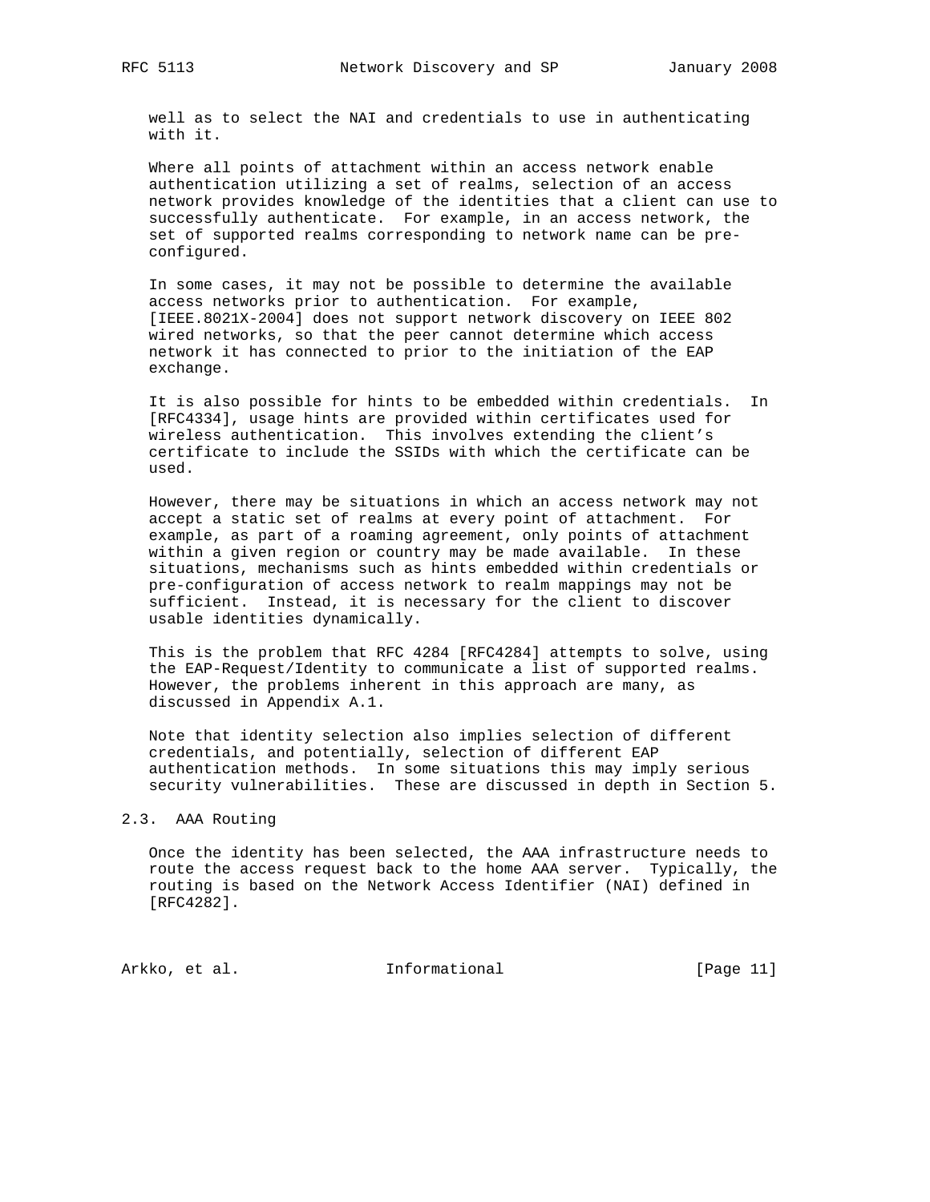well as to select the NAI and credentials to use in authenticating with it.

Where all points of attachment within an access network enable authentication utilizing a set of realms, selection of an access network provides knowledge of the identities that a client can use to successfully authenticate. For example, in an access network, the set of supported realms corresponding to network name can be pre-configured.

In some cases, it may not be possible to determine the available access networks prior to authentication. For example, [IEEE.8021X-2004] does not support network discovery on IEEE 802 wired networks, so that the peer cannot determine which access network it has connected to prior to the initiation of the EAP exchange.

It is also possible for hints to be embedded within credentials. In [RFC4334], usage hints are provided within certificates used for wireless authentication. This involves extending the client's certificate to include the SSIDs with which the certificate can be used.

However, there may be situations in which an access network may not accept a static set of realms at every point of attachment. For example, as part of a roaming agreement, only points of attachment within a given region or country may be made available. In these situations, mechanisms such as hints embedded within credentials or pre-configuration of access network to realm mappings may not be sufficient. Instead, it is necessary for the client to discover usable identities dynamically.

This is the problem that RFC 4284 [RFC4284] attempts to solve, using the EAP-Request/Identity to communicate a list of supported realms. However, the problems inherent in this approach are many, as discussed in Appendix A.1.

Note that identity selection also implies selection of different credentials, and potentially, selection of different EAP authentication methods. In some situations this may imply serious security vulnerabilities. These are discussed in depth in Section 5.

## 2.3. AAA Routing

Once the identity has been selected, the AAA infrastructure needs to route the access request back to the home AAA server. Typically, the routing is based on the Network Access Identifier (NAI) defined in [RFC4282].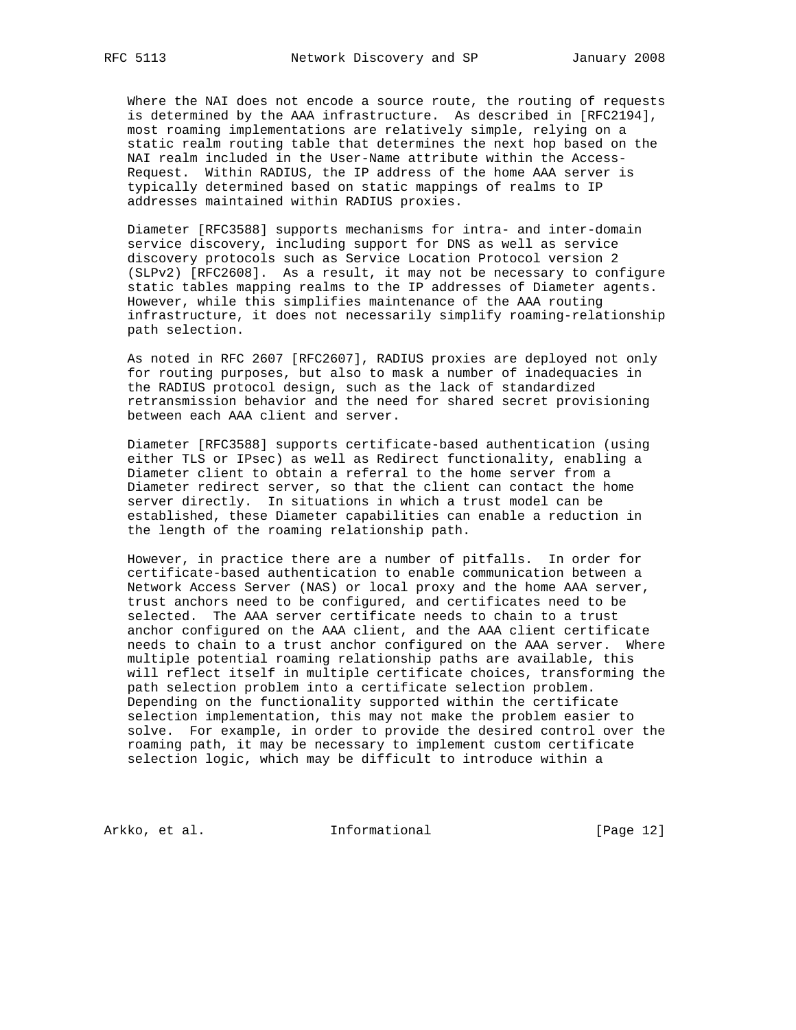Where the NAI does not encode a source route, the routing of requests is determined by the AAA infrastructure. As described in [RFC2194], most roaming implementations are relatively simple, relying on a static realm routing table that determines the next hop based on the NAI realm included in the User-Name attribute within the Access-Request. Within RADIUS, the IP address of the home AAA server is typically determined based on static mappings of realms to IP addresses maintained within RADIUS proxies.

Diameter [RFC3588] supports mechanisms for intra- and inter-domain service discovery, including support for DNS as well as service discovery protocols such as Service Location Protocol version 2 (SLPv2) [RFC2608]. As a result, it may not be necessary to configure static tables mapping realms to the IP addresses of Diameter agents. However, while this simplifies maintenance of the AAA routing infrastructure, it does not necessarily simplify roaming-relationship path selection.

As noted in RFC 2607 [RFC2607], RADIUS proxies are deployed not only for routing purposes, but also to mask a number of inadequacies in the RADIUS protocol design, such as the lack of standardized retransmission behavior and the need for shared secret provisioning between each AAA client and server.

Diameter [RFC3588] supports certificate-based authentication (using either TLS or IPsec) as well as Redirect functionality, enabling a Diameter client to obtain a referral to the home server from a Diameter redirect server, so that the client can contact the home server directly. In situations in which a trust model can be established, these Diameter capabilities can enable a reduction in the length of the roaming relationship path.

However, in practice there are a number of pitfalls. In order for certificate-based authentication to enable communication between a Network Access Server (NAS) or local proxy and the home AAA server, trust anchors need to be configured, and certificates need to be selected. The AAA server certificate needs to chain to a trust anchor configured on the AAA client, and the AAA client certificate needs to chain to a trust anchor configured on the AAA server. Where multiple potential roaming relationship paths are available, this will reflect itself in multiple certificate choices, transforming the path selection problem into a certificate selection problem. Depending on the functionality supported within the certificate selection implementation, this may not make the problem easier to solve. For example, in order to provide the desired control over the roaming path, it may be necessary to implement custom certificate selection logic, which may be difficult to introduce within a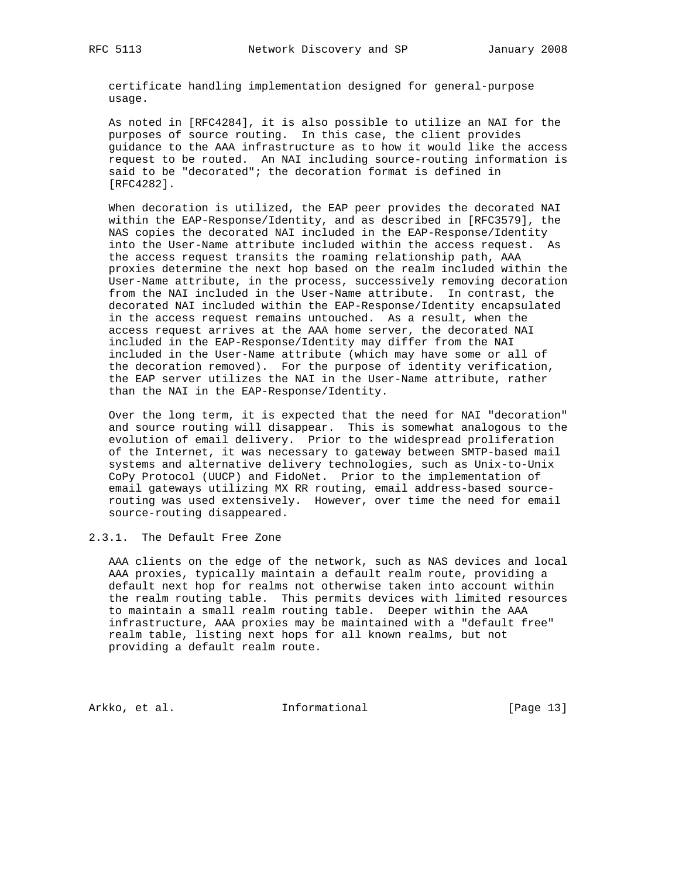certificate handling implementation designed for general-purpose usage.

As noted in [RFC4284], it is also possible to utilize an NAI for the purposes of source routing. In this case, the client provides guidance to the AAA infrastructure as to how it would like the access request to be routed. An NAI including source-routing information is said to be "decorated"; the decoration format is defined in [RFC4282].

When decoration is utilized, the EAP peer provides the decorated NAI within the EAP-Response/Identity, and as described in [RFC3579], the NAS copies the decorated NAI included in the EAP-Response/Identity into the User-Name attribute included within the access request. As the access request transits the roaming relationship path, AAA proxies determine the next hop based on the realm included within the User-Name attribute, in the process, successively removing decoration from the NAI included in the User-Name attribute. In contrast, the decorated NAI included within the EAP-Response/Identity encapsulated in the access request remains untouched. As a result, when the access request arrives at the AAA home server, the decorated NAI included in the EAP-Response/Identity may differ from the NAI included in the User-Name attribute (which may have some or all of the decoration removed). For the purpose of identity verification, the EAP server utilizes the NAI in the User-Name attribute, rather than the NAI in the EAP-Response/Identity.

Over the long term, it is expected that the need for NAI "decoration" and source routing will disappear. This is somewhat analogous to the evolution of email delivery. Prior to the widespread proliferation of the Internet, it was necessary to gateway between SMTP-based mail systems and alternative delivery technologies, such as Unix-to-Unix CoPy Protocol (UUCP) and FidoNet. Prior to the implementation of email gateways utilizing MX RR routing, email address-based source-routing was used extensively. However, over time the need for email source-routing disappeared.

### 2.3.1. The Default Free Zone

AAA clients on the edge of the network, such as NAS devices and local AAA proxies, typically maintain a default realm route, providing a default next hop for realms not otherwise taken into account within the realm routing table. This permits devices with limited resources to maintain a small realm routing table. Deeper within the AAA infrastructure, AAA proxies may be maintained with a "default free" realm table, listing next hops for all known realms, but not providing a default realm route.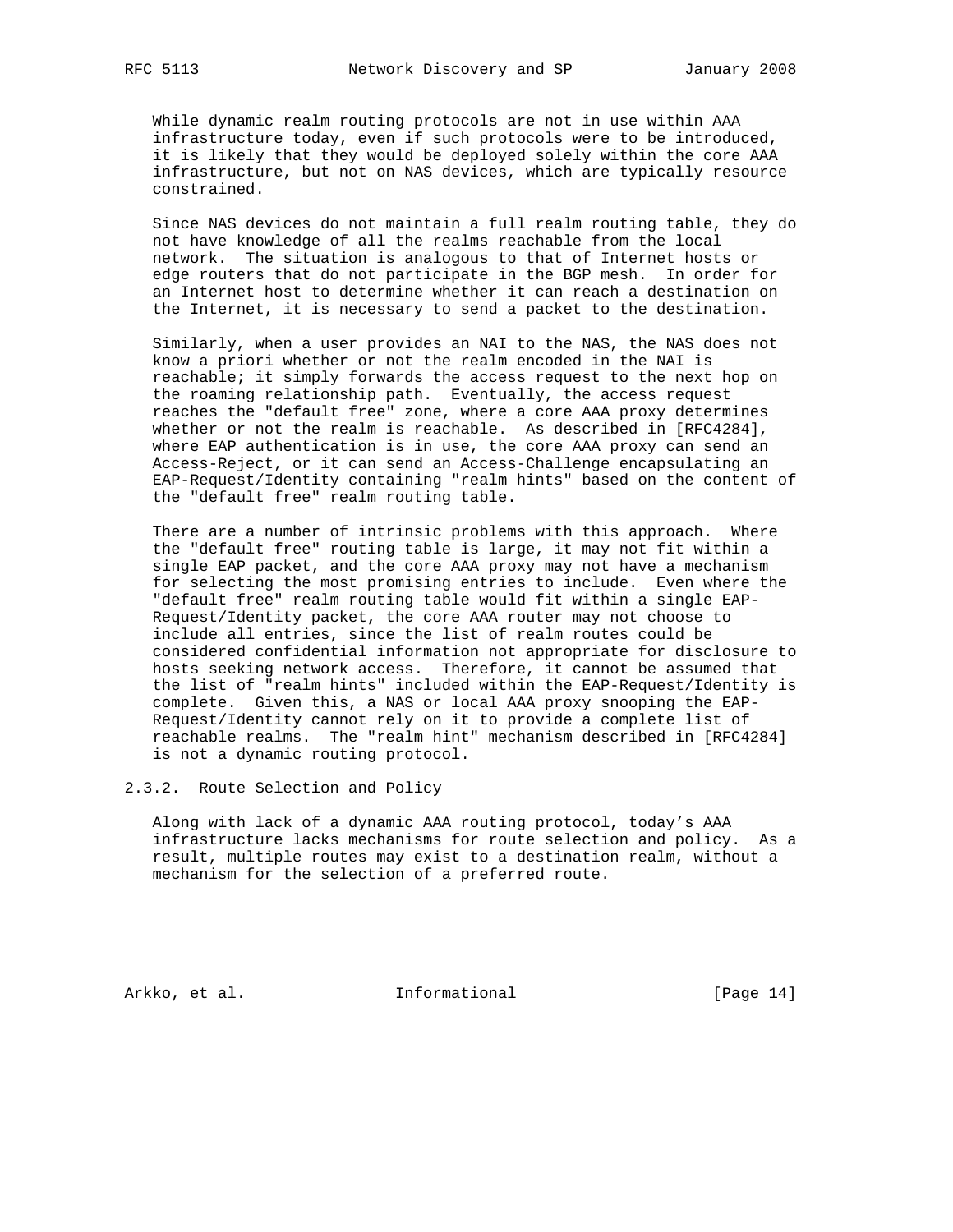While dynamic realm routing protocols are not in use within AAA infrastructure today, even if such protocols were to be introduced, it is likely that they would be deployed solely within the core AAA infrastructure, but not on NAS devices, which are typically resource constrained.

Since NAS devices do not maintain a full realm routing table, they do not have knowledge of all the realms reachable from the local network. The situation is analogous to that of Internet hosts or edge routers that do not participate in the BGP mesh. In order for an Internet host to determine whether it can reach a destination on the Internet, it is necessary to send a packet to the destination.

Similarly, when a user provides an NAI to the NAS, the NAS does not know a priori whether or not the realm encoded in the NAI is reachable; it simply forwards the access request to the next hop on the roaming relationship path. Eventually, the access request reaches the "default free" zone, where a core AAA proxy determines whether or not the realm is reachable. As described in [RFC4284], where EAP authentication is in use, the core AAA proxy can send an Access-Reject, or it can send an Access-Challenge encapsulating an EAP-Request/Identity containing "realm hints" based on the content of the "default free" realm routing table.

There are a number of intrinsic problems with this approach. Where the "default free" routing table is large, it may not fit within a single EAP packet, and the core AAA proxy may not have a mechanism for selecting the most promising entries to include. Even where the "default free" realm routing table would fit within a single EAP-Request/Identity packet, the core AAA router may not choose to include all entries, since the list of realm routes could be considered confidential information not appropriate for disclosure to hosts seeking network access. Therefore, it cannot be assumed that the list of "realm hints" included within the EAP-Request/Identity is complete. Given this, a NAS or local AAA proxy snooping the EAP-Request/Identity cannot rely on it to provide a complete list of reachable realms. The "realm hint" mechanism described in [RFC4284] is not a dynamic routing protocol.

### 2.3.2. Route Selection and Policy

Along with lack of a dynamic AAA routing protocol, today's AAA infrastructure lacks mechanisms for route selection and policy. As a result, multiple routes may exist to a destination realm, without a mechanism for the selection of a preferred route.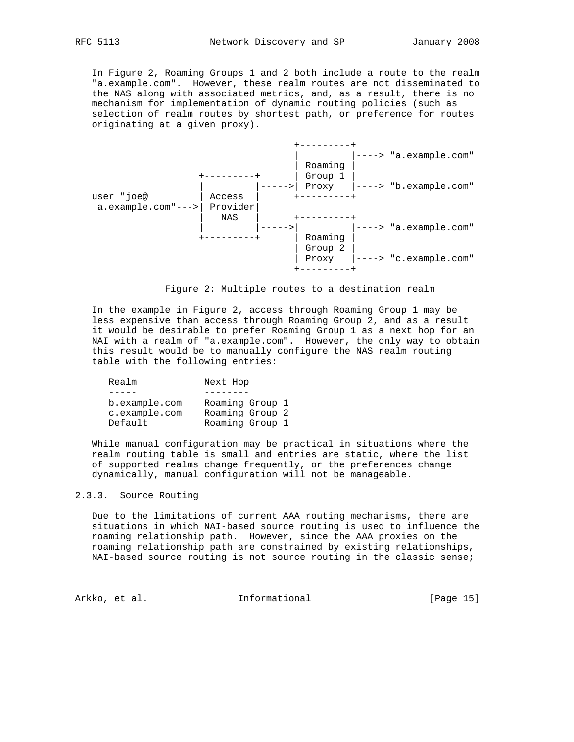In Figure 2, Roaming Groups 1 and 2 both include a route to the realm "a.example.com". However, these realm routes are not disseminated to the NAS along with associated metrics, and, as a result, there is no mechanism for implementation of dynamic routing policies (such as selection of realm routes by shortest path, or preference for routes originating at a given proxy).

```
                                  +---------+
                                  |         |----> "a.example.com"
                                  | Roaming |
                  +---------+     | Group 1 |
                  |         |----->| Proxy   |----> "b.example.com"
   user "joe@     | Access  |     +---------+
    a.example.com"--->| Provider|
                  |   NAS   |     +---------+
                  |         |----->|         |----> "a.example.com"
                  +---------+     | Roaming |
                                  | Group 2 |
                                  | Proxy   |----> "c.example.com"
                                  +---------+
```

Figure 2: Multiple routes to a destination realm

In the example in Figure 2, access through Roaming Group 1 may be less expensive than access through Roaming Group 2, and as a result it would be desirable to prefer Roaming Group 1 as a next hop for an NAI with a realm of "a.example.com". However, the only way to obtain this result would be to manually configure the NAS realm routing table with the following entries:

| Realm | Next Hop |
|---|---|
| b.example.com | Roaming Group 1 |
| c.example.com | Roaming Group 2 |
| Default | Roaming Group 1 |

While manual configuration may be practical in situations where the realm routing table is small and entries are static, where the list of supported realms change frequently, or the preferences change dynamically, manual configuration will not be manageable.

### 2.3.3. Source Routing

Due to the limitations of current AAA routing mechanisms, there are situations in which NAI-based source routing is used to influence the roaming relationship path. However, since the AAA proxies on the roaming relationship path are constrained by existing relationships, NAI-based source routing is not source routing in the classic sense;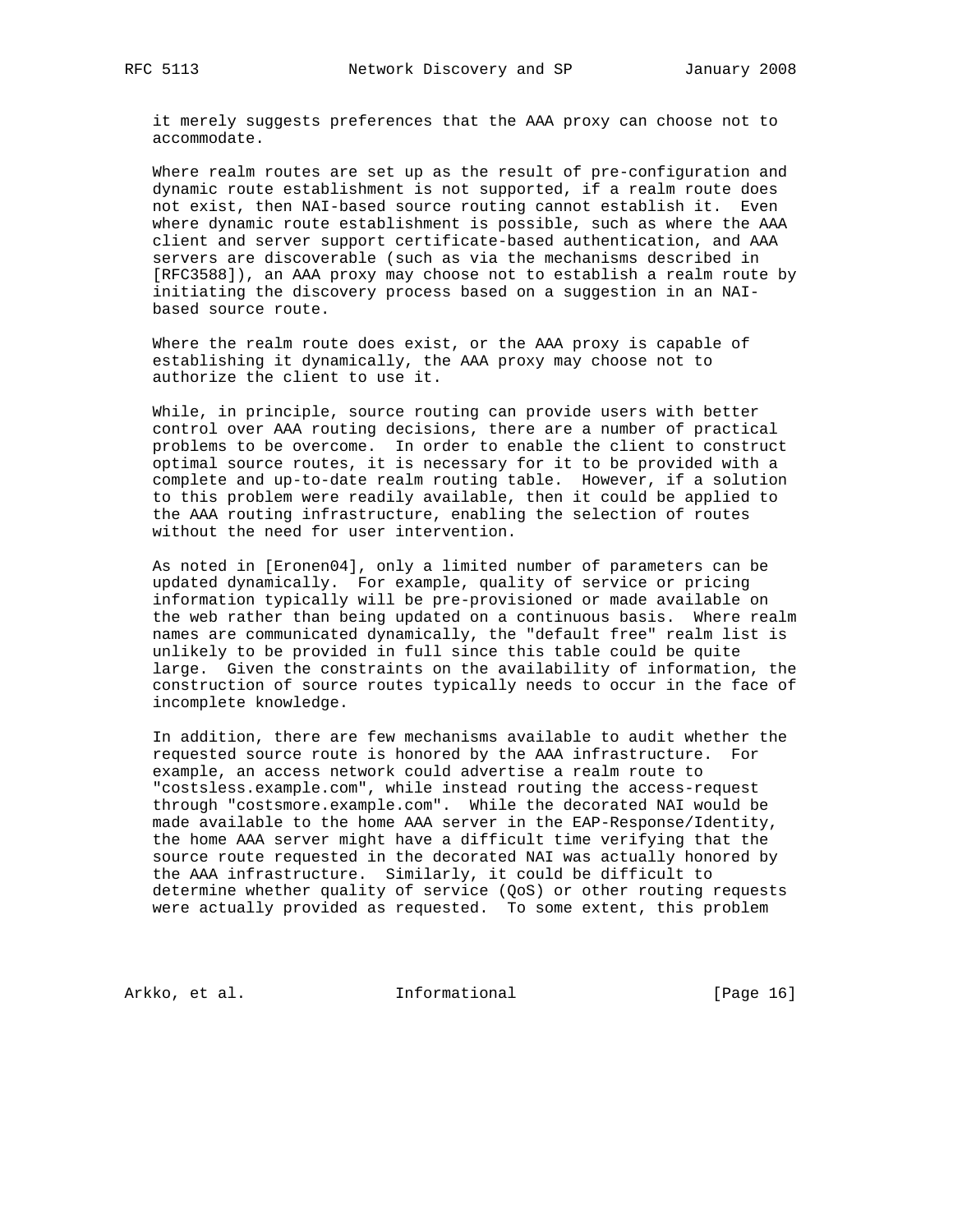it merely suggests preferences that the AAA proxy can choose not to accommodate.

Where realm routes are set up as the result of pre-configuration and dynamic route establishment is not supported, if a realm route does not exist, then NAI-based source routing cannot establish it. Even where dynamic route establishment is possible, such as where the AAA client and server support certificate-based authentication, and AAA servers are discoverable (such as via the mechanisms described in [RFC3588]), an AAA proxy may choose not to establish a realm route by initiating the discovery process based on a suggestion in an NAI-based source route.

Where the realm route does exist, or the AAA proxy is capable of establishing it dynamically, the AAA proxy may choose not to authorize the client to use it.

While, in principle, source routing can provide users with better control over AAA routing decisions, there are a number of practical problems to be overcome. In order to enable the client to construct optimal source routes, it is necessary for it to be provided with a complete and up-to-date realm routing table. However, if a solution to this problem were readily available, then it could be applied to the AAA routing infrastructure, enabling the selection of routes without the need for user intervention.

As noted in [Eronen04], only a limited number of parameters can be updated dynamically. For example, quality of service or pricing information typically will be pre-provisioned or made available on the web rather than being updated on a continuous basis. Where realm names are communicated dynamically, the "default free" realm list is unlikely to be provided in full since this table could be quite large. Given the constraints on the availability of information, the construction of source routes typically needs to occur in the face of incomplete knowledge.

In addition, there are few mechanisms available to audit whether the requested source route is honored by the AAA infrastructure. For example, an access network could advertise a realm route to "costsless.example.com", while instead routing the access-request through "costsmore.example.com". While the decorated NAI would be made available to the home AAA server in the EAP-Response/Identity, the home AAA server might have a difficult time verifying that the source route requested in the decorated NAI was actually honored by the AAA infrastructure. Similarly, it could be difficult to determine whether quality of service (QoS) or other routing requests were actually provided as requested. To some extent, this problem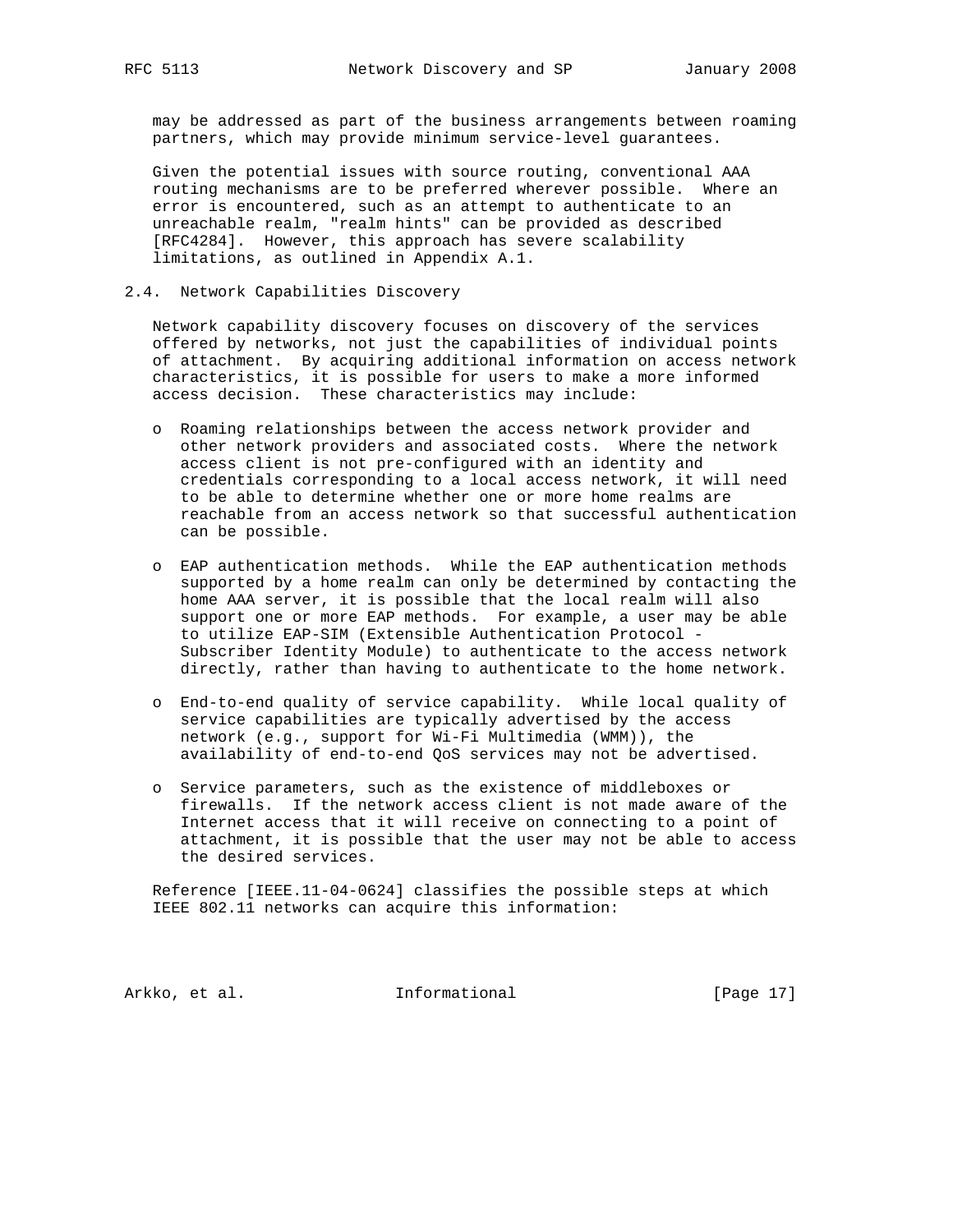may be addressed as part of the business arrangements between roaming partners, which may provide minimum service-level guarantees.

Given the potential issues with source routing, conventional AAA routing mechanisms are to be preferred wherever possible. Where an error is encountered, such as an attempt to authenticate to an unreachable realm, "realm hints" can be provided as described [RFC4284]. However, this approach has severe scalability limitations, as outlined in Appendix A.1.

## 2.4. Network Capabilities Discovery

Network capability discovery focuses on discovery of the services offered by networks, not just the capabilities of individual points of attachment. By acquiring additional information on access network characteristics, it is possible for users to make a more informed access decision. These characteristics may include:

- Roaming relationships between the access network provider and other network providers and associated costs. Where the network access client is not pre-configured with an identity and credentials corresponding to a local access network, it will need to be able to determine whether one or more home realms are reachable from an access network so that successful authentication can be possible.

- EAP authentication methods. While the EAP authentication methods supported by a home realm can only be determined by contacting the home AAA server, it is possible that the local realm will also support one or more EAP methods. For example, a user may be able to utilize EAP-SIM (Extensible Authentication Protocol - Subscriber Identity Module) to authenticate to the access network directly, rather than having to authenticate to the home network.

- End-to-end quality of service capability. While local quality of service capabilities are typically advertised by the access network (e.g., support for Wi-Fi Multimedia (WMM)), the availability of end-to-end QoS services may not be advertised.

- Service parameters, such as the existence of middleboxes or firewalls. If the network access client is not made aware of the Internet access that it will receive on connecting to a point of attachment, it is possible that the user may not be able to access the desired services.

Reference [IEEE.11-04-0624] classifies the possible steps at which IEEE 802.11 networks can acquire this information: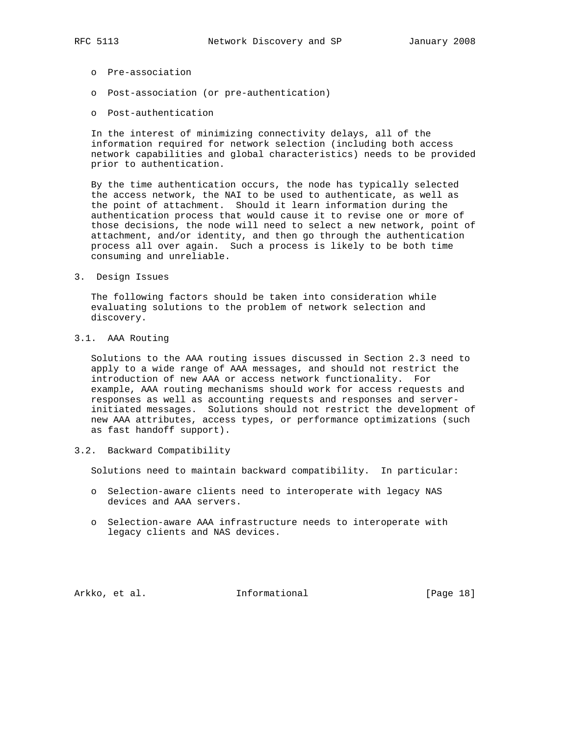- Pre-association
- Post-association (or pre-authentication)
- Post-authentication

In the interest of minimizing connectivity delays, all of the information required for network selection (including both access network capabilities and global characteristics) needs to be provided prior to authentication.

By the time authentication occurs, the node has typically selected the access network, the NAI to be used to authenticate, as well as the point of attachment. Should it learn information during the authentication process that would cause it to revise one or more of those decisions, the node will need to select a new network, point of attachment, and/or identity, and then go through the authentication process all over again. Such a process is likely to be both time consuming and unreliable.

## 3. Design Issues

The following factors should be taken into consideration while evaluating solutions to the problem of network selection and discovery.

### 3.1. AAA Routing

Solutions to the AAA routing issues discussed in Section 2.3 need to apply to a wide range of AAA messages, and should not restrict the introduction of new AAA or access network functionality. For example, AAA routing mechanisms should work for access requests and responses as well as accounting requests and responses and server-initiated messages. Solutions should not restrict the development of new AAA attributes, access types, or performance optimizations (such as fast handoff support).

### 3.2. Backward Compatibility

Solutions need to maintain backward compatibility. In particular:

- Selection-aware clients need to interoperate with legacy NAS devices and AAA servers.
- Selection-aware AAA infrastructure needs to interoperate with legacy clients and NAS devices.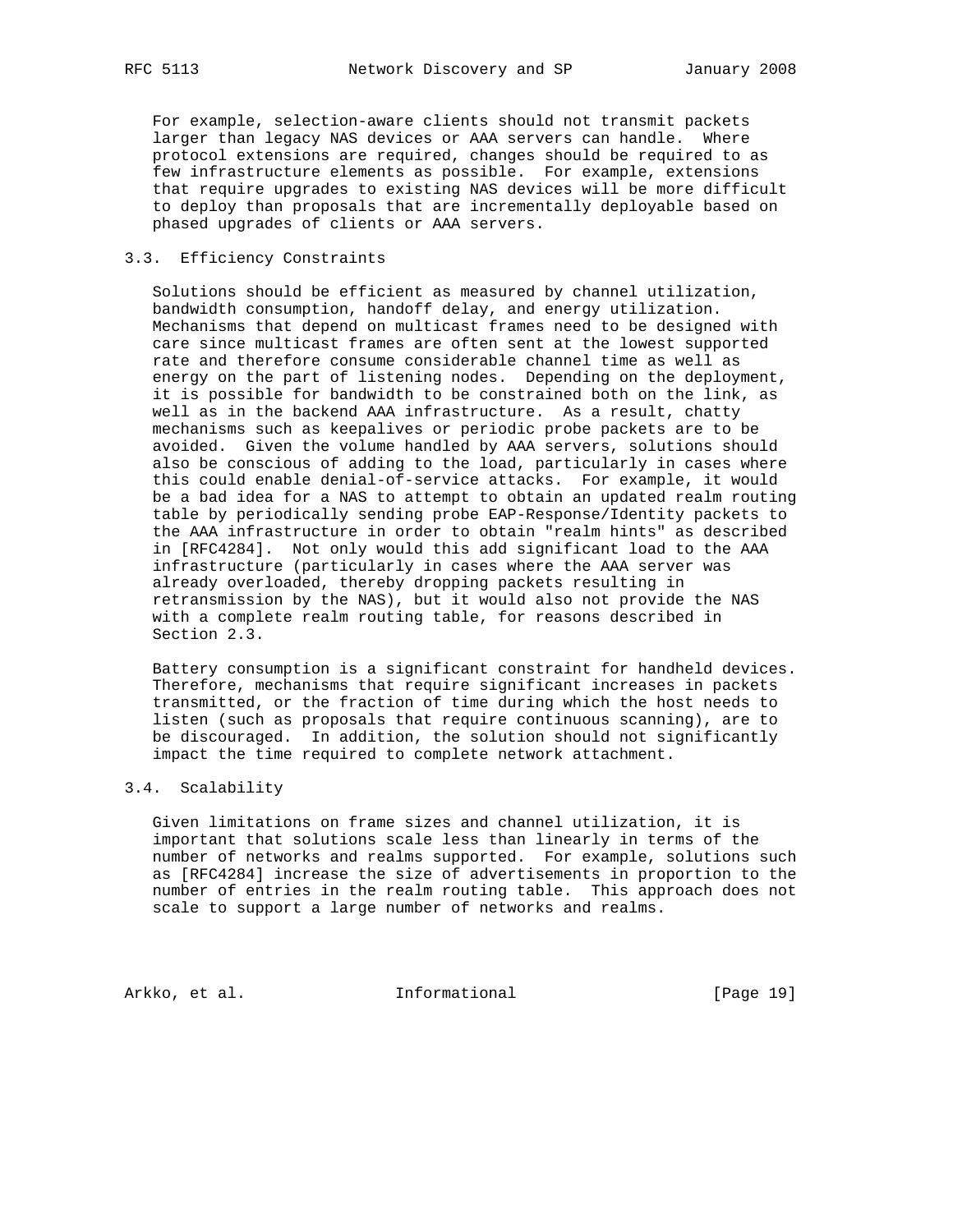For example, selection-aware clients should not transmit packets larger than legacy NAS devices or AAA servers can handle. Where protocol extensions are required, changes should be required to as few infrastructure elements as possible. For example, extensions that require upgrades to existing NAS devices will be more difficult to deploy than proposals that are incrementally deployable based on phased upgrades of clients or AAA servers.

### 3.3. Efficiency Constraints

Solutions should be efficient as measured by channel utilization, bandwidth consumption, handoff delay, and energy utilization. Mechanisms that depend on multicast frames need to be designed with care since multicast frames are often sent at the lowest supported rate and therefore consume considerable channel time as well as energy on the part of listening nodes. Depending on the deployment, it is possible for bandwidth to be constrained both on the link, as well as in the backend AAA infrastructure. As a result, chatty mechanisms such as keepalives or periodic probe packets are to be avoided. Given the volume handled by AAA servers, solutions should also be conscious of adding to the load, particularly in cases where this could enable denial-of-service attacks. For example, it would be a bad idea for a NAS to attempt to obtain an updated realm routing table by periodically sending probe EAP-Response/Identity packets to the AAA infrastructure in order to obtain "realm hints" as described in [RFC4284]. Not only would this add significant load to the AAA infrastructure (particularly in cases where the AAA server was already overloaded, thereby dropping packets resulting in retransmission by the NAS), but it would also not provide the NAS with a complete realm routing table, for reasons described in Section 2.3.

Battery consumption is a significant constraint for handheld devices. Therefore, mechanisms that require significant increases in packets transmitted, or the fraction of time during which the host needs to listen (such as proposals that require continuous scanning), are to be discouraged. In addition, the solution should not significantly impact the time required to complete network attachment.

### 3.4. Scalability

Given limitations on frame sizes and channel utilization, it is important that solutions scale less than linearly in terms of the number of networks and realms supported. For example, solutions such as [RFC4284] increase the size of advertisements in proportion to the number of entries in the realm routing table. This approach does not scale to support a large number of networks and realms.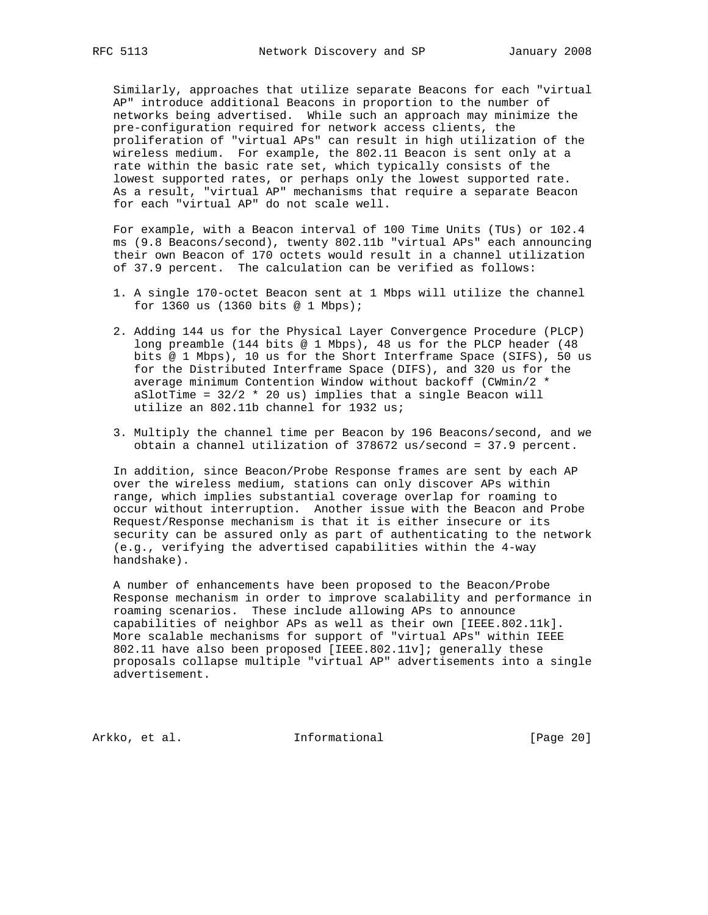Similarly, approaches that utilize separate Beacons for each "virtual AP" introduce additional Beacons in proportion to the number of networks being advertised. While such an approach may minimize the pre-configuration required for network access clients, the proliferation of "virtual APs" can result in high utilization of the wireless medium. For example, the 802.11 Beacon is sent only at a rate within the basic rate set, which typically consists of the lowest supported rates, or perhaps only the lowest supported rate. As a result, "virtual AP" mechanisms that require a separate Beacon for each "virtual AP" do not scale well.

For example, with a Beacon interval of 100 Time Units (TUs) or 102.4 ms (9.8 Beacons/second), twenty 802.11b "virtual APs" each announcing their own Beacon of 170 octets would result in a channel utilization of 37.9 percent. The calculation can be verified as follows:

1. A single 170-octet Beacon sent at 1 Mbps will utilize the channel for 1360 us (1360 bits @ 1 Mbps);

2. Adding 144 us for the Physical Layer Convergence Procedure (PLCP) long preamble (144 bits @ 1 Mbps), 48 us for the PLCP header (48 bits @ 1 Mbps), 10 us for the Short Interframe Space (SIFS), 50 us for the Distributed Interframe Space (DIFS), and 320 us for the average minimum Contention Window without backoff (CWmin/2 * aSlotTime = 32/2 * 20 us) implies that a single Beacon will utilize an 802.11b channel for 1932 us;

3. Multiply the channel time per Beacon by 196 Beacons/second, and we obtain a channel utilization of 378672 us/second = 37.9 percent.

In addition, since Beacon/Probe Response frames are sent by each AP over the wireless medium, stations can only discover APs within range, which implies substantial coverage overlap for roaming to occur without interruption. Another issue with the Beacon and Probe Request/Response mechanism is that it is either insecure or its security can be assured only as part of authenticating to the network (e.g., verifying the advertised capabilities within the 4-way handshake).

A number of enhancements have been proposed to the Beacon/Probe Response mechanism in order to improve scalability and performance in roaming scenarios. These include allowing APs to announce capabilities of neighbor APs as well as their own [IEEE.802.11k]. More scalable mechanisms for support of "virtual APs" within IEEE 802.11 have also been proposed [IEEE.802.11v]; generally these proposals collapse multiple "virtual AP" advertisements into a single advertisement.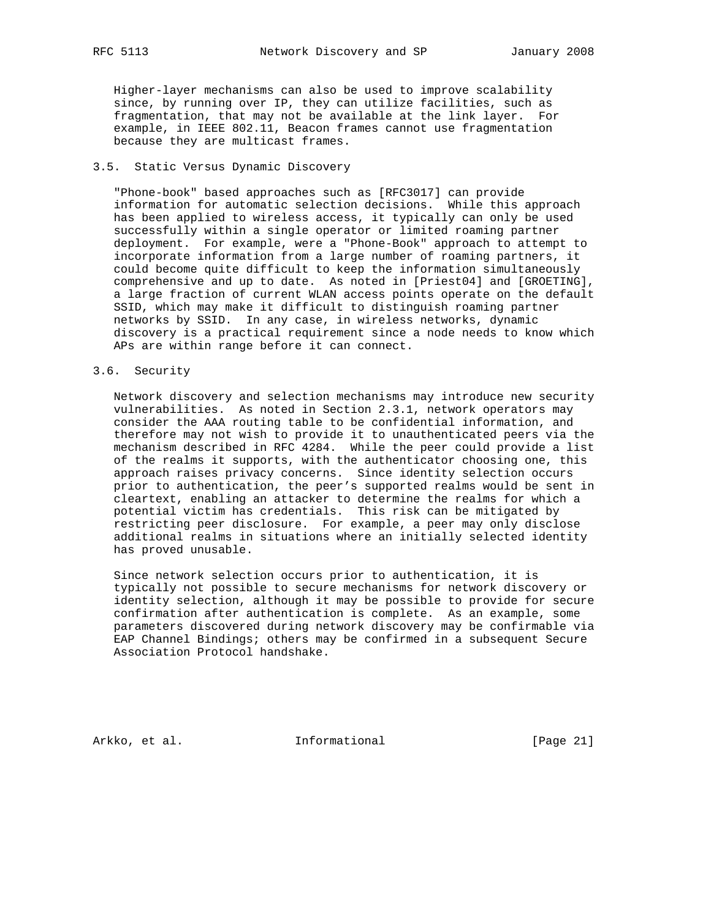Higher-layer mechanisms can also be used to improve scalability since, by running over IP, they can utilize facilities, such as fragmentation, that may not be available at the link layer. For example, in IEEE 802.11, Beacon frames cannot use fragmentation because they are multicast frames.

### 3.5. Static Versus Dynamic Discovery

"Phone-book" based approaches such as [RFC3017] can provide information for automatic selection decisions. While this approach has been applied to wireless access, it typically can only be used successfully within a single operator or limited roaming partner deployment. For example, were a "Phone-Book" approach to attempt to incorporate information from a large number of roaming partners, it could become quite difficult to keep the information simultaneously comprehensive and up to date. As noted in [Priest04] and [GROETING], a large fraction of current WLAN access points operate on the default SSID, which may make it difficult to distinguish roaming partner networks by SSID. In any case, in wireless networks, dynamic discovery is a practical requirement since a node needs to know which APs are within range before it can connect.

### 3.6. Security

Network discovery and selection mechanisms may introduce new security vulnerabilities. As noted in Section 2.3.1, network operators may consider the AAA routing table to be confidential information, and therefore may not wish to provide it to unauthenticated peers via the mechanism described in RFC 4284. While the peer could provide a list of the realms it supports, with the authenticator choosing one, this approach raises privacy concerns. Since identity selection occurs prior to authentication, the peer's supported realms would be sent in cleartext, enabling an attacker to determine the realms for which a potential victim has credentials. This risk can be mitigated by restricting peer disclosure. For example, a peer may only disclose additional realms in situations where an initially selected identity has proved unusable.

Since network selection occurs prior to authentication, it is typically not possible to secure mechanisms for network discovery or identity selection, although it may be possible to provide for secure confirmation after authentication is complete. As an example, some parameters discovered during network discovery may be confirmable via EAP Channel Bindings; others may be confirmed in a subsequent Secure Association Protocol handshake.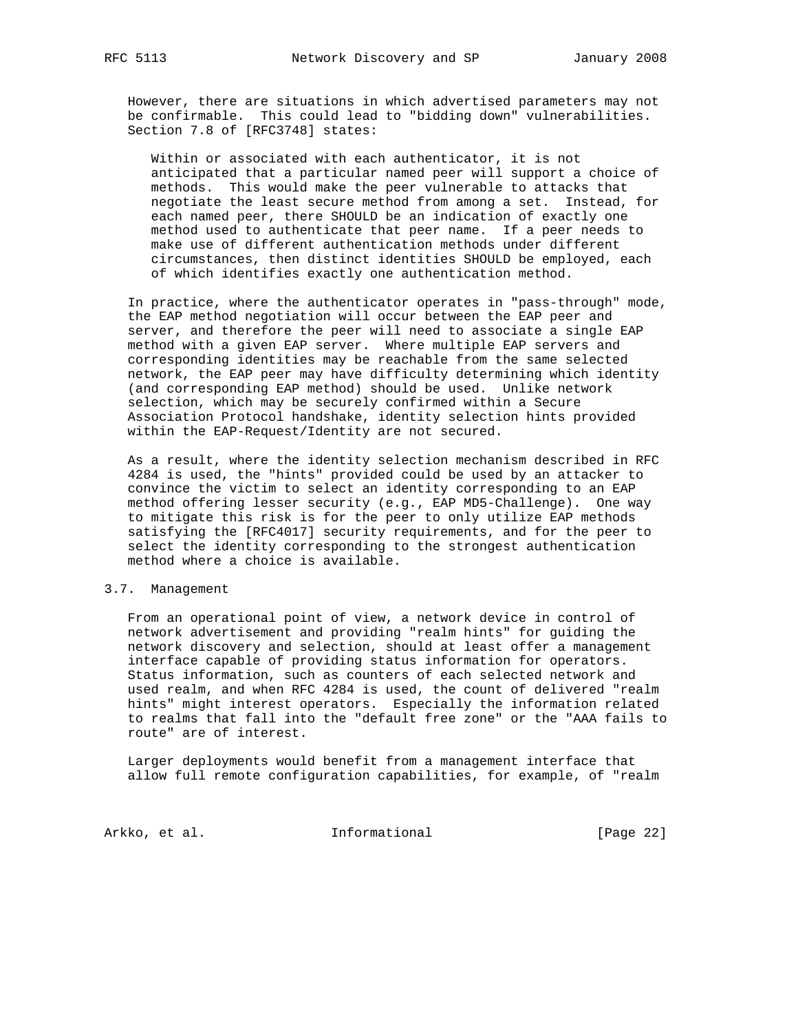However, there are situations in which advertised parameters may not be confirmable. This could lead to "bidding down" vulnerabilities. Section 7.8 of [RFC3748] states:

> Within or associated with each authenticator, it is not anticipated that a particular named peer will support a choice of methods. This would make the peer vulnerable to attacks that negotiate the least secure method from among a set. Instead, for each named peer, there SHOULD be an indication of exactly one method used to authenticate that peer name. If a peer needs to make use of different authentication methods under different circumstances, then distinct identities SHOULD be employed, each of which identifies exactly one authentication method.

In practice, where the authenticator operates in "pass-through" mode, the EAP method negotiation will occur between the EAP peer and server, and therefore the peer will need to associate a single EAP method with a given EAP server. Where multiple EAP servers and corresponding identities may be reachable from the same selected network, the EAP peer may have difficulty determining which identity (and corresponding EAP method) should be used. Unlike network selection, which may be securely confirmed within a Secure Association Protocol handshake, identity selection hints provided within the EAP-Request/Identity are not secured.

As a result, where the identity selection mechanism described in RFC 4284 is used, the "hints" provided could be used by an attacker to convince the victim to select an identity corresponding to an EAP method offering lesser security (e.g., EAP MD5-Challenge). One way to mitigate this risk is for the peer to only utilize EAP methods satisfying the [RFC4017] security requirements, and for the peer to select the identity corresponding to the strongest authentication method where a choice is available.

### 3.7. Management

From an operational point of view, a network device in control of network advertisement and providing "realm hints" for guiding the network discovery and selection, should at least offer a management interface capable of providing status information for operators. Status information, such as counters of each selected network and used realm, and when RFC 4284 is used, the count of delivered "realm hints" might interest operators. Especially the information related to realms that fall into the "default free zone" or the "AAA fails to route" are of interest.

Larger deployments would benefit from a management interface that allow full remote configuration capabilities, for example, of "realm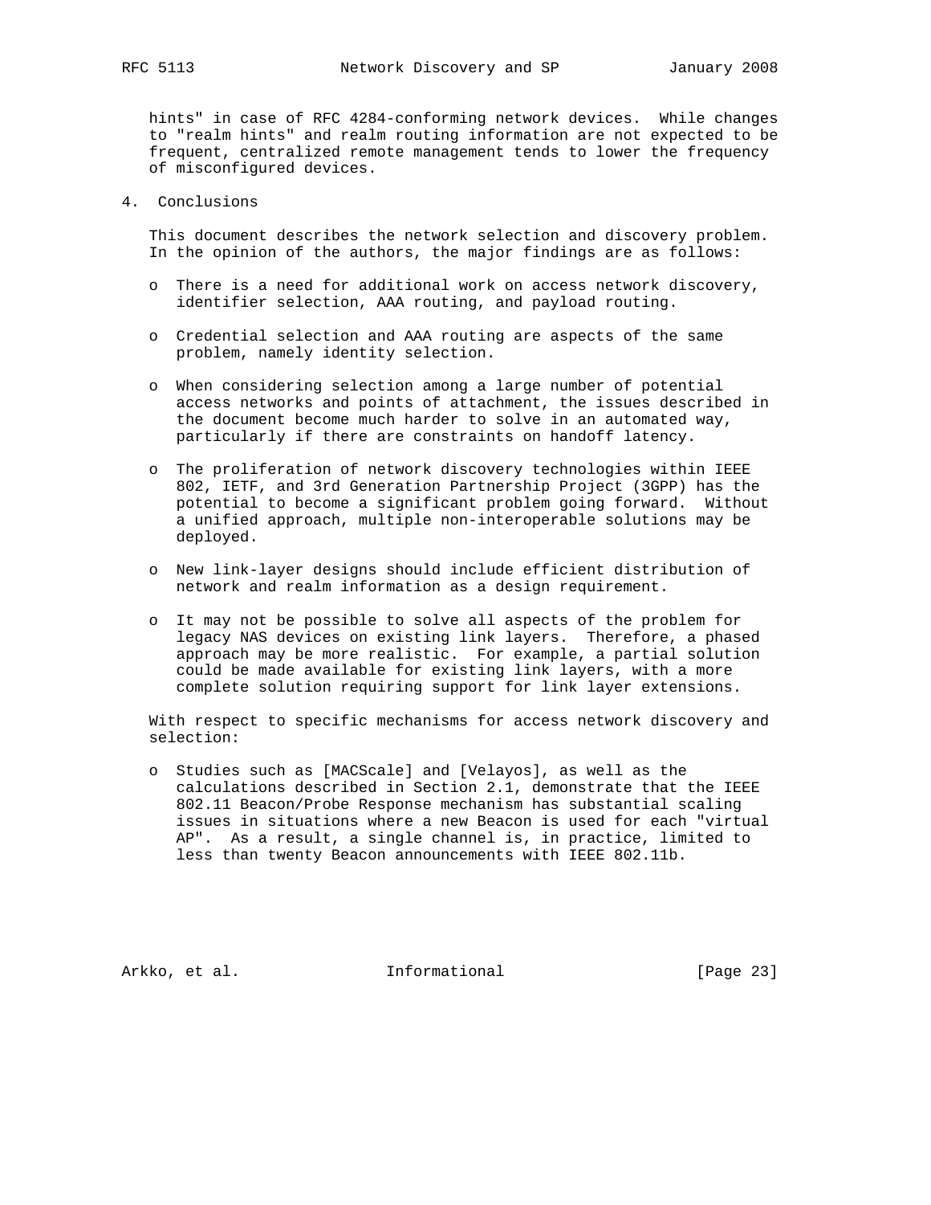hints" in case of RFC 4284-conforming network devices. While changes to "realm hints" and realm routing information are not expected to be frequent, centralized remote management tends to lower the frequency of misconfigured devices.

## 4. Conclusions

This document describes the network selection and discovery problem. In the opinion of the authors, the major findings are as follows:

- There is a need for additional work on access network discovery, identifier selection, AAA routing, and payload routing.
- Credential selection and AAA routing are aspects of the same problem, namely identity selection.
- When considering selection among a large number of potential access networks and points of attachment, the issues described in the document become much harder to solve in an automated way, particularly if there are constraints on handoff latency.
- The proliferation of network discovery technologies within IEEE 802, IETF, and 3rd Generation Partnership Project (3GPP) has the potential to become a significant problem going forward. Without a unified approach, multiple non-interoperable solutions may be deployed.
- New link-layer designs should include efficient distribution of network and realm information as a design requirement.
- It may not be possible to solve all aspects of the problem for legacy NAS devices on existing link layers. Therefore, a phased approach may be more realistic. For example, a partial solution could be made available for existing link layers, with a more complete solution requiring support for link layer extensions.

With respect to specific mechanisms for access network discovery and selection:

- Studies such as [MACScale] and [Velayos], as well as the calculations described in Section 2.1, demonstrate that the IEEE 802.11 Beacon/Probe Response mechanism has substantial scaling issues in situations where a new Beacon is used for each "virtual AP". As a result, a single channel is, in practice, limited to less than twenty Beacon announcements with IEEE 802.11b.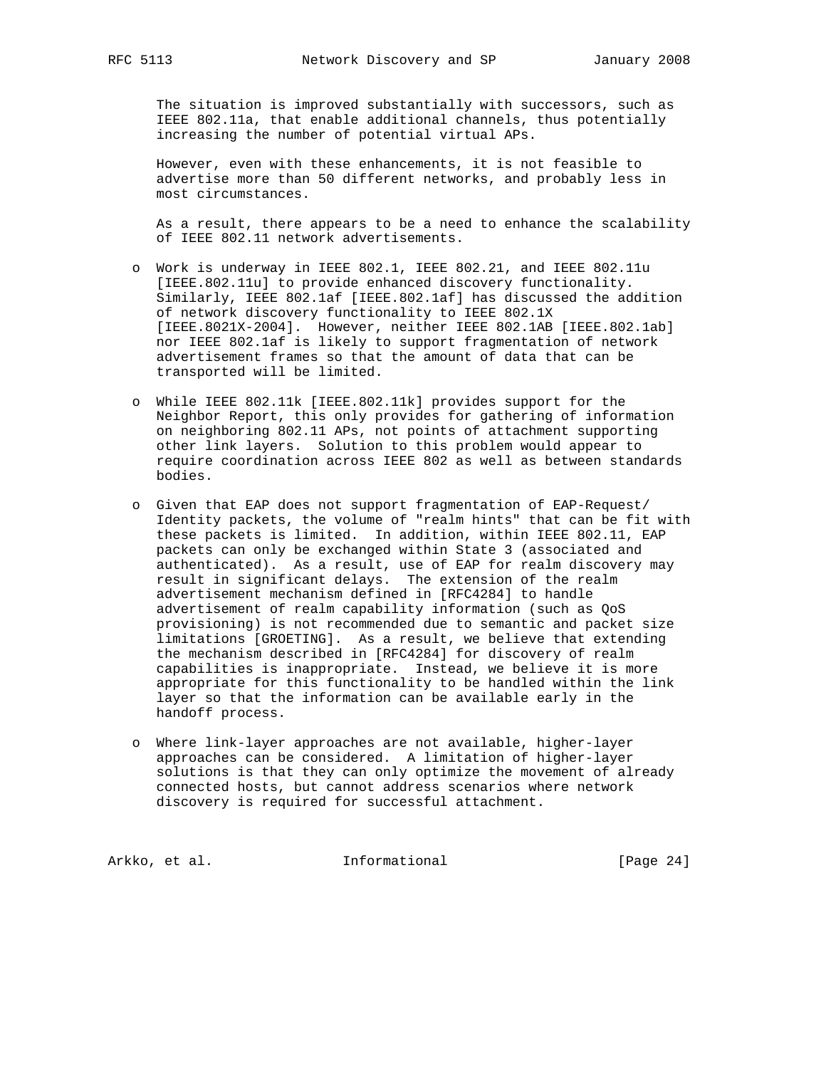The situation is improved substantially with successors, such as IEEE 802.11a, that enable additional channels, thus potentially increasing the number of potential virtual APs.

However, even with these enhancements, it is not feasible to advertise more than 50 different networks, and probably less in most circumstances.

As a result, there appears to be a need to enhance the scalability of IEEE 802.11 network advertisements.

- Work is underway in IEEE 802.1, IEEE 802.21, and IEEE 802.11u [IEEE.802.11u] to provide enhanced discovery functionality. Similarly, IEEE 802.1af [IEEE.802.1af] has discussed the addition of network discovery functionality to IEEE 802.1X [IEEE.8021X-2004]. However, neither IEEE 802.1AB [IEEE.802.1ab] nor IEEE 802.1af is likely to support fragmentation of network advertisement frames so that the amount of data that can be transported will be limited.

- While IEEE 802.11k [IEEE.802.11k] provides support for the Neighbor Report, this only provides for gathering of information on neighboring 802.11 APs, not points of attachment supporting other link layers. Solution to this problem would appear to require coordination across IEEE 802 as well as between standards bodies.

- Given that EAP does not support fragmentation of EAP-Request/Identity packets, the volume of "realm hints" that can be fit with these packets is limited. In addition, within IEEE 802.11, EAP packets can only be exchanged within State 3 (associated and authenticated). As a result, use of EAP for realm discovery may result in significant delays. The extension of the realm advertisement mechanism defined in [RFC4284] to handle advertisement of realm capability information (such as QoS provisioning) is not recommended due to semantic and packet size limitations [GROETING]. As a result, we believe that extending the mechanism described in [RFC4284] for discovery of realm capabilities is inappropriate. Instead, we believe it is more appropriate for this functionality to be handled within the link layer so that the information can be available early in the handoff process.

- Where link-layer approaches are not available, higher-layer approaches can be considered. A limitation of higher-layer solutions is that they can only optimize the movement of already connected hosts, but cannot address scenarios where network discovery is required for successful attachment.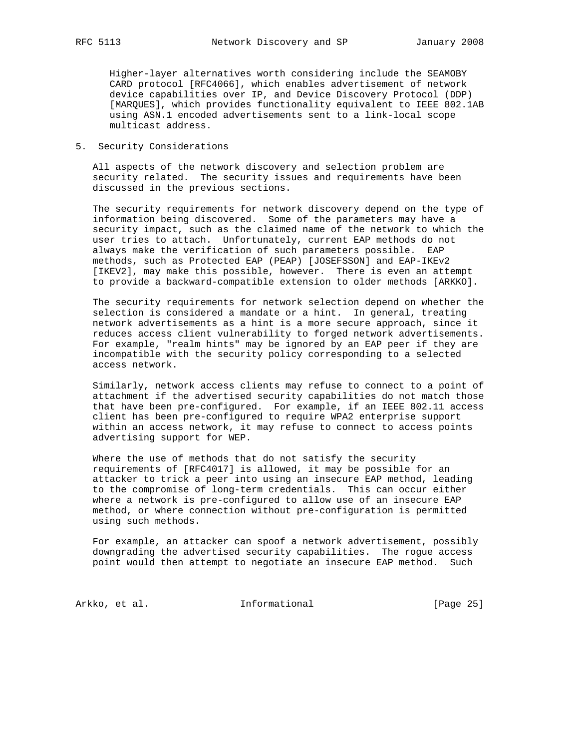Higher-layer alternatives worth considering include the SEAMOBY CARD protocol [RFC4066], which enables advertisement of network device capabilities over IP, and Device Discovery Protocol (DDP) [MARQUES], which provides functionality equivalent to IEEE 802.1AB using ASN.1 encoded advertisements sent to a link-local scope multicast address.

## 5. Security Considerations

All aspects of the network discovery and selection problem are security related. The security issues and requirements have been discussed in the previous sections.

The security requirements for network discovery depend on the type of information being discovered. Some of the parameters may have a security impact, such as the claimed name of the network to which the user tries to attach. Unfortunately, current EAP methods do not always make the verification of such parameters possible. EAP methods, such as Protected EAP (PEAP) [JOSEFSSON] and EAP-IKEv2 [IKEV2], may make this possible, however. There is even an attempt to provide a backward-compatible extension to older methods [ARKKO].

The security requirements for network selection depend on whether the selection is considered a mandate or a hint. In general, treating network advertisements as a hint is a more secure approach, since it reduces access client vulnerability to forged network advertisements. For example, "realm hints" may be ignored by an EAP peer if they are incompatible with the security policy corresponding to a selected access network.

Similarly, network access clients may refuse to connect to a point of attachment if the advertised security capabilities do not match those that have been pre-configured. For example, if an IEEE 802.11 access client has been pre-configured to require WPA2 enterprise support within an access network, it may refuse to connect to access points advertising support for WEP.

Where the use of methods that do not satisfy the security requirements of [RFC4017] is allowed, it may be possible for an attacker to trick a peer into using an insecure EAP method, leading to the compromise of long-term credentials. This can occur either where a network is pre-configured to allow use of an insecure EAP method, or where connection without pre-configuration is permitted using such methods.

For example, an attacker can spoof a network advertisement, possibly downgrading the advertised security capabilities. The rogue access point would then attempt to negotiate an insecure EAP method. Such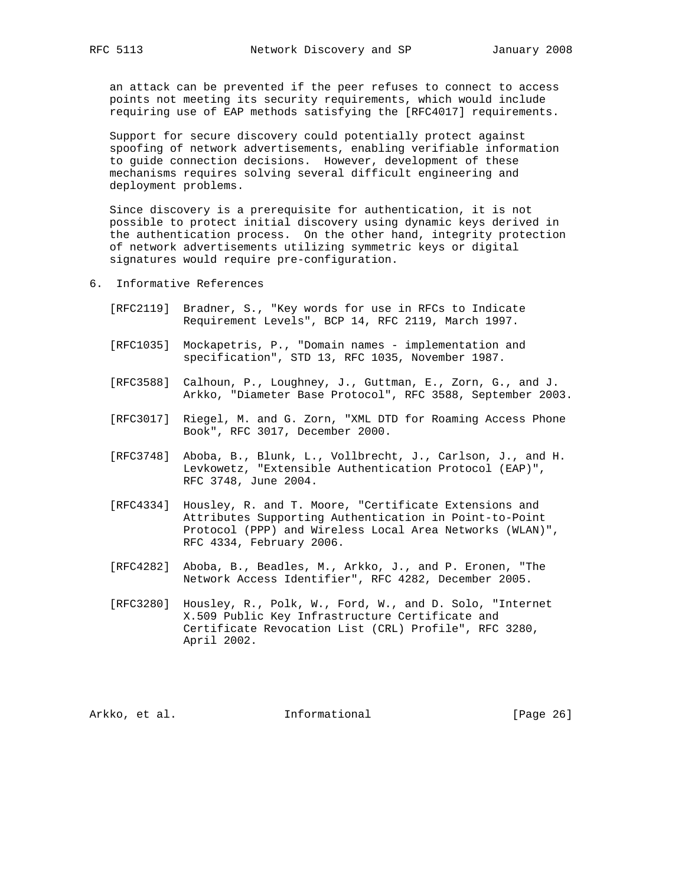an attack can be prevented if the peer refuses to connect to access points not meeting its security requirements, which would include requiring use of EAP methods satisfying the [RFC4017] requirements.

Support for secure discovery could potentially protect against spoofing of network advertisements, enabling verifiable information to guide connection decisions. However, development of these mechanisms requires solving several difficult engineering and deployment problems.

Since discovery is a prerequisite for authentication, it is not possible to protect initial discovery using dynamic keys derived in the authentication process. On the other hand, integrity protection of network advertisements utilizing symmetric keys or digital signatures would require pre-configuration.

## 6. Informative References

[RFC2119] Bradner, S., "Key words for use in RFCs to Indicate Requirement Levels", BCP 14, RFC 2119, March 1997.

[RFC1035] Mockapetris, P., "Domain names - implementation and specification", STD 13, RFC 1035, November 1987.

[RFC3588] Calhoun, P., Loughney, J., Guttman, E., Zorn, G., and J. Arkko, "Diameter Base Protocol", RFC 3588, September 2003.

[RFC3017] Riegel, M. and G. Zorn, "XML DTD for Roaming Access Phone Book", RFC 3017, December 2000.

[RFC3748] Aboba, B., Blunk, L., Vollbrecht, J., Carlson, J., and H. Levkowetz, "Extensible Authentication Protocol (EAP)", RFC 3748, June 2004.

[RFC4334] Housley, R. and T. Moore, "Certificate Extensions and Attributes Supporting Authentication in Point-to-Point Protocol (PPP) and Wireless Local Area Networks (WLAN)", RFC 4334, February 2006.

[RFC4282] Aboba, B., Beadles, M., Arkko, J., and P. Eronen, "The Network Access Identifier", RFC 4282, December 2005.

[RFC3280] Housley, R., Polk, W., Ford, W., and D. Solo, "Internet X.509 Public Key Infrastructure Certificate and Certificate Revocation List (CRL) Profile", RFC 3280, April 2002.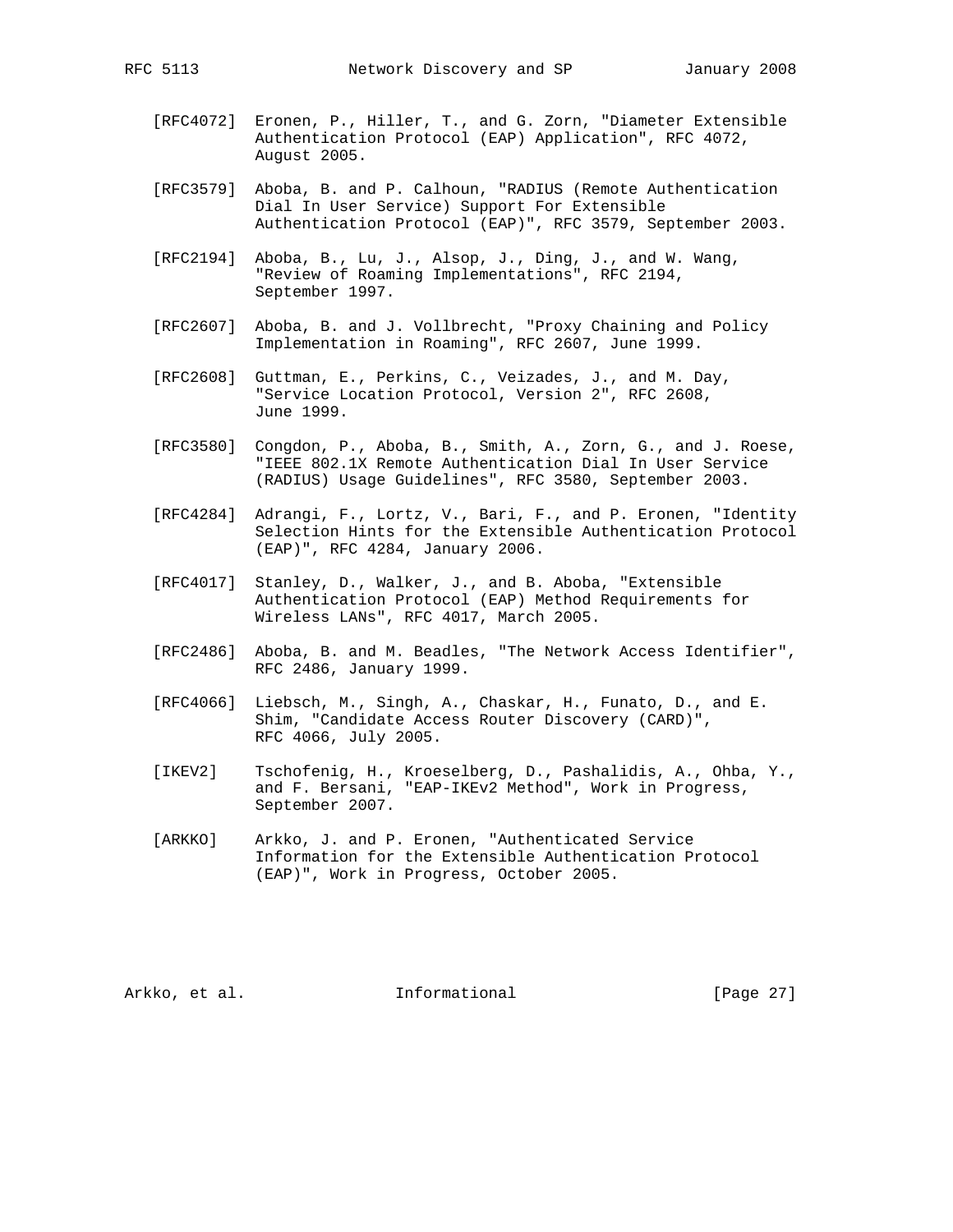[RFC4072] Eronen, P., Hiller, T., and G. Zorn, "Diameter Extensible Authentication Protocol (EAP) Application", RFC 4072, August 2005.

[RFC3579] Aboba, B. and P. Calhoun, "RADIUS (Remote Authentication Dial In User Service) Support For Extensible Authentication Protocol (EAP)", RFC 3579, September 2003.

[RFC2194] Aboba, B., Lu, J., Alsop, J., Ding, J., and W. Wang, "Review of Roaming Implementations", RFC 2194, September 1997.

[RFC2607] Aboba, B. and J. Vollbrecht, "Proxy Chaining and Policy Implementation in Roaming", RFC 2607, June 1999.

[RFC2608] Guttman, E., Perkins, C., Veizades, J., and M. Day, "Service Location Protocol, Version 2", RFC 2608, June 1999.

[RFC3580] Congdon, P., Aboba, B., Smith, A., Zorn, G., and J. Roese, "IEEE 802.1X Remote Authentication Dial In User Service (RADIUS) Usage Guidelines", RFC 3580, September 2003.

[RFC4284] Adrangi, F., Lortz, V., Bari, F., and P. Eronen, "Identity Selection Hints for the Extensible Authentication Protocol (EAP)", RFC 4284, January 2006.

[RFC4017] Stanley, D., Walker, J., and B. Aboba, "Extensible Authentication Protocol (EAP) Method Requirements for Wireless LANs", RFC 4017, March 2005.

[RFC2486] Aboba, B. and M. Beadles, "The Network Access Identifier", RFC 2486, January 1999.

[RFC4066] Liebsch, M., Singh, A., Chaskar, H., Funato, D., and E. Shim, "Candidate Access Router Discovery (CARD)", RFC 4066, July 2005.

[IKEV2] Tschofenig, H., Kroeselberg, D., Pashalidis, A., Ohba, Y., and F. Bersani, "EAP-IKEv2 Method", Work in Progress, September 2007.

[ARKKO] Arkko, J. and P. Eronen, "Authenticated Service Information for the Extensible Authentication Protocol (EAP)", Work in Progress, October 2005.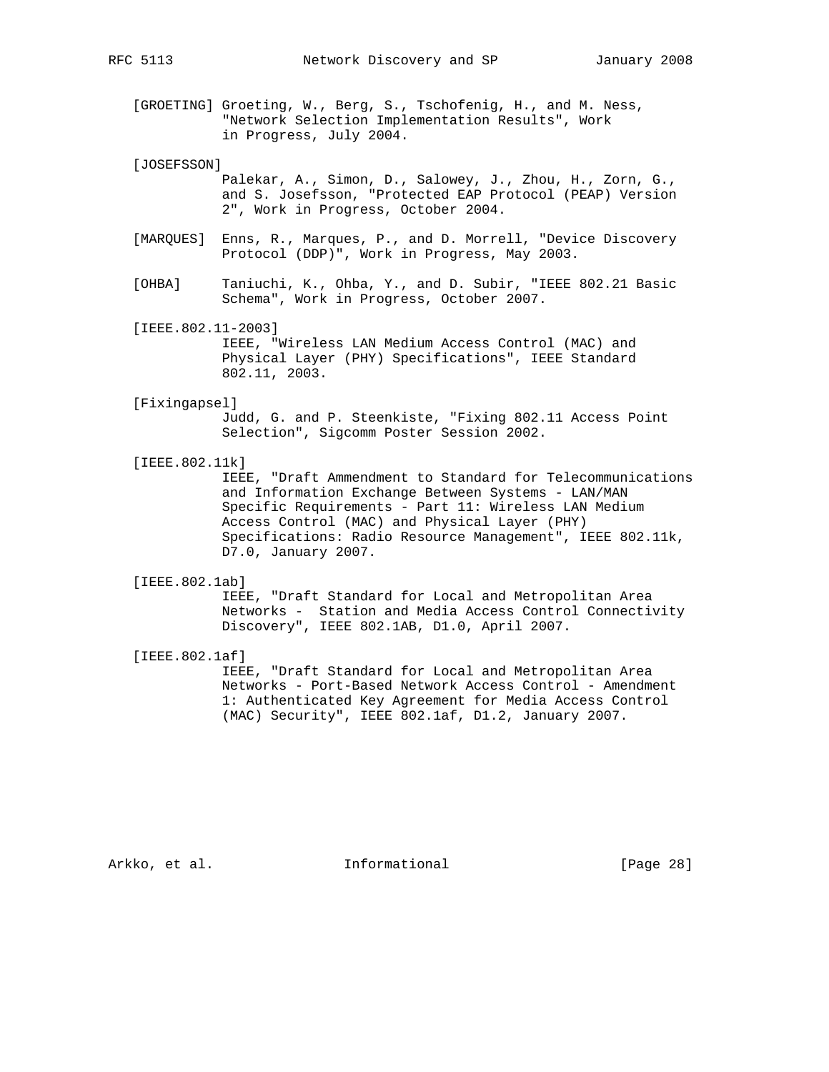[GROETING] Groeting, W., Berg, S., Tschofenig, H., and M. Ness, "Network Selection Implementation Results", Work in Progress, July 2004.

[JOSEFSSON] Palekar, A., Simon, D., Salowey, J., Zhou, H., Zorn, G., and S. Josefsson, "Protected EAP Protocol (PEAP) Version 2", Work in Progress, October 2004.

[MARQUES] Enns, R., Marques, P., and D. Morrell, "Device Discovery Protocol (DDP)", Work in Progress, May 2003.

[OHBA] Taniuchi, K., Ohba, Y., and D. Subir, "IEEE 802.21 Basic Schema", Work in Progress, October 2007.

[IEEE.802.11-2003] IEEE, "Wireless LAN Medium Access Control (MAC) and Physical Layer (PHY) Specifications", IEEE Standard 802.11, 2003.

[Fixingapsel] Judd, G. and P. Steenkiste, "Fixing 802.11 Access Point Selection", Sigcomm Poster Session 2002.

[IEEE.802.11k] IEEE, "Draft Ammendment to Standard for Telecommunications and Information Exchange Between Systems - LAN/MAN Specific Requirements - Part 11: Wireless LAN Medium Access Control (MAC) and Physical Layer (PHY) Specifications: Radio Resource Management", IEEE 802.11k, D7.0, January 2007.

[IEEE.802.1ab] IEEE, "Draft Standard for Local and Metropolitan Area Networks - Station and Media Access Control Connectivity Discovery", IEEE 802.1AB, D1.0, April 2007.

[IEEE.802.1af] IEEE, "Draft Standard for Local and Metropolitan Area Networks - Port-Based Network Access Control - Amendment 1: Authenticated Key Agreement for Media Access Control (MAC) Security", IEEE 802.1af, D1.2, January 2007.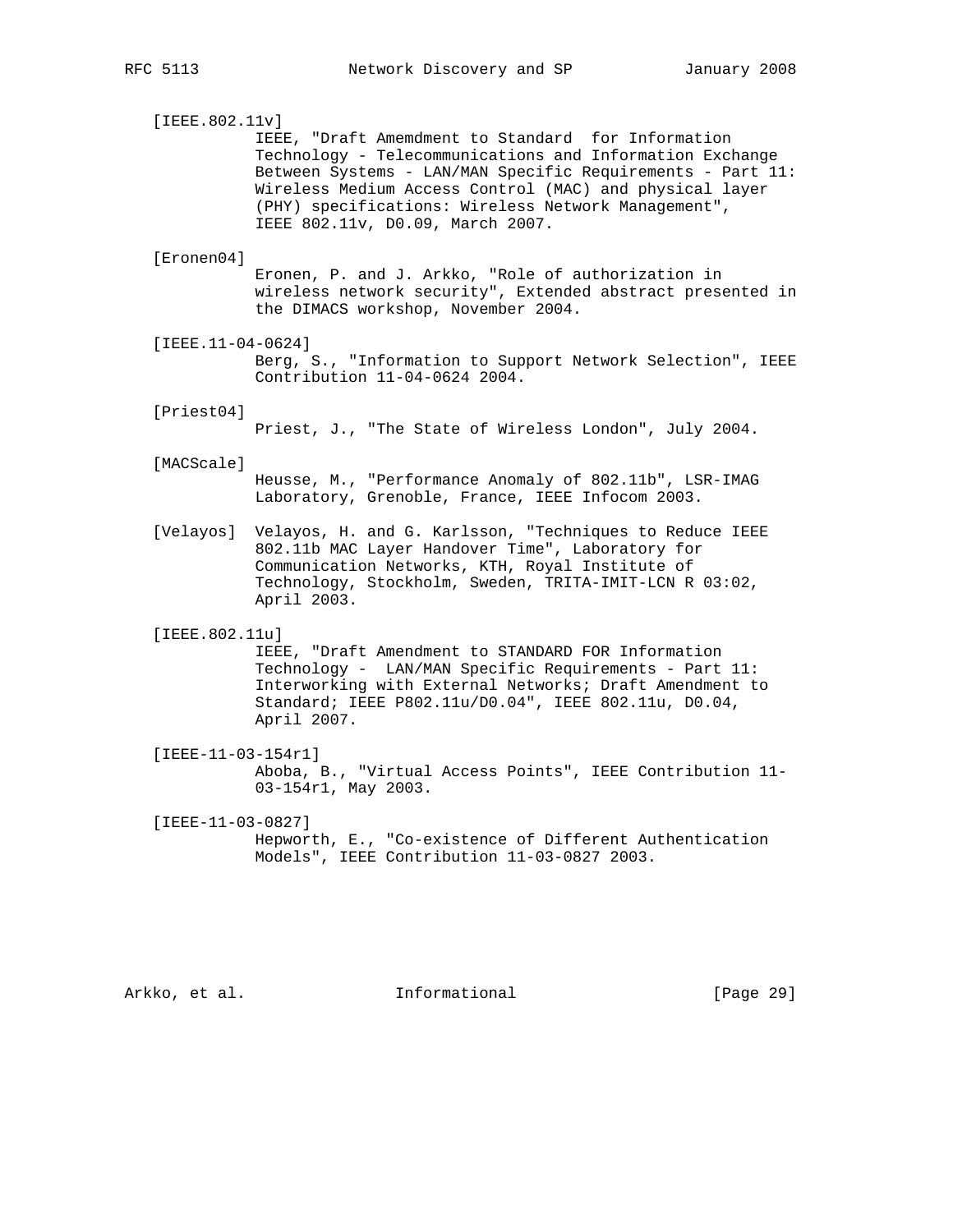[IEEE.802.11v]
IEEE, "Draft Amemdment to Standard  for Information Technology - Telecommunications and Information Exchange Between Systems - LAN/MAN Specific Requirements - Part 11: Wireless Medium Access Control (MAC) and physical layer (PHY) specifications: Wireless Network Management", IEEE 802.11v, D0.09, March 2007.

[Eronen04]
Eronen, P. and J. Arkko, "Role of authorization in wireless network security", Extended abstract presented in the DIMACS workshop, November 2004.

[IEEE.11-04-0624]
Berg, S., "Information to Support Network Selection", IEEE Contribution 11-04-0624 2004.

[Priest04]
Priest, J., "The State of Wireless London", July 2004.

[MACScale]
Heusse, M., "Performance Anomaly of 802.11b", LSR-IMAG Laboratory, Grenoble, France, IEEE Infocom 2003.

[Velayos]
Velayos, H. and G. Karlsson, "Techniques to Reduce IEEE 802.11b MAC Layer Handover Time", Laboratory for Communication Networks, KTH, Royal Institute of Technology, Stockholm, Sweden, TRITA-IMIT-LCN R 03:02, April 2003.

[IEEE.802.11u]
IEEE, "Draft Amendment to STANDARD FOR Information Technology -  LAN/MAN Specific Requirements - Part 11: Interworking with External Networks; Draft Amendment to Standard; IEEE P802.11u/D0.04", IEEE 802.11u, D0.04, April 2007.

[IEEE-11-03-154r1]
Aboba, B., "Virtual Access Points", IEEE Contribution 11-03-154r1, May 2003.

[IEEE-11-03-0827]
Hepworth, E., "Co-existence of Different Authentication Models", IEEE Contribution 11-03-0827 2003.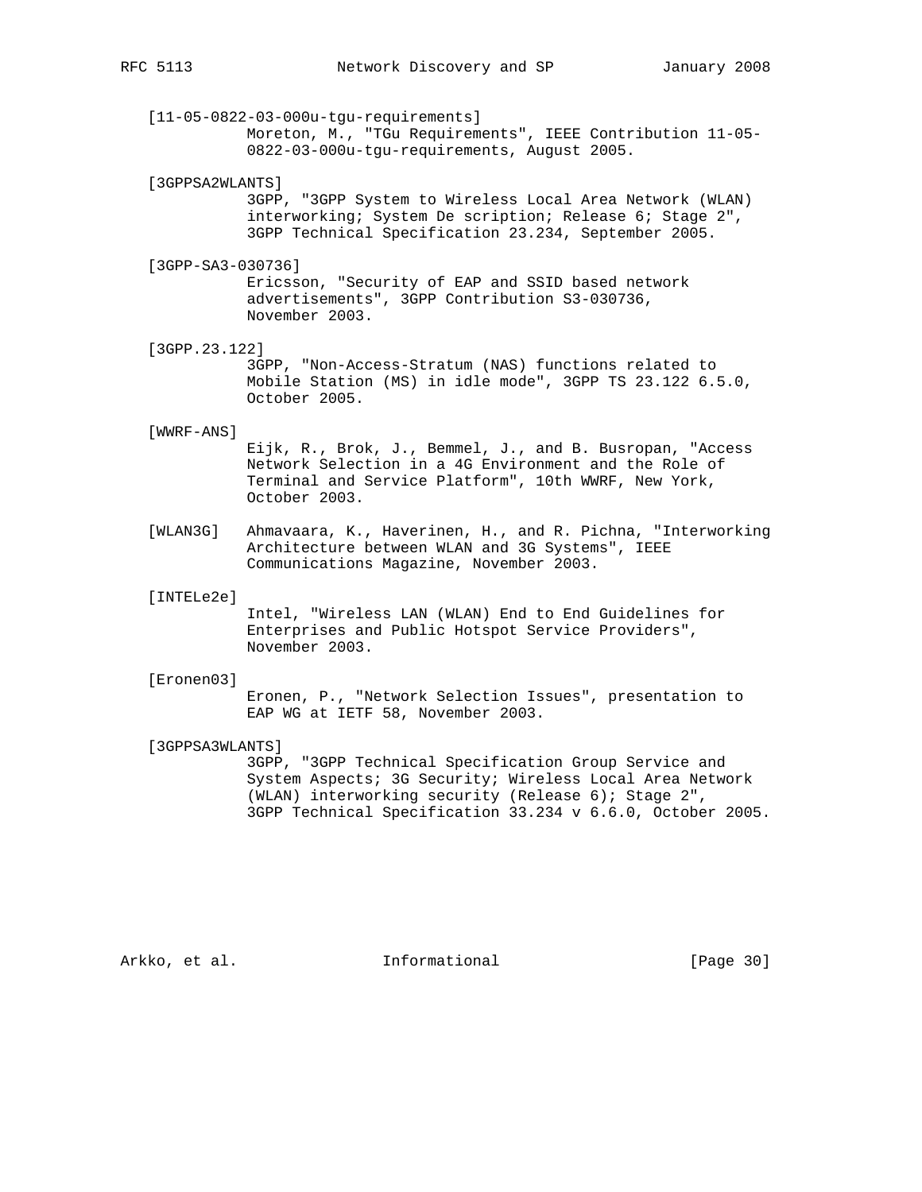[11-05-0822-03-000u-tgu-requirements]
Moreton, M., "TGu Requirements", IEEE Contribution 11-05-0822-03-000u-tgu-requirements, August 2005.

[3GPPSA2WLANTS]
3GPP, "3GPP System to Wireless Local Area Network (WLAN) interworking; System De scription; Release 6; Stage 2", 3GPP Technical Specification 23.234, September 2005.

[3GPP-SA3-030736]
Ericsson, "Security of EAP and SSID based network advertisements", 3GPP Contribution S3-030736, November 2003.

[3GPP.23.122]
3GPP, "Non-Access-Stratum (NAS) functions related to Mobile Station (MS) in idle mode", 3GPP TS 23.122 6.5.0, October 2005.

[WWRF-ANS]
Eijk, R., Brok, J., Bemmel, J., and B. Busropan, "Access Network Selection in a 4G Environment and the Role of Terminal and Service Platform", 10th WWRF, New York, October 2003.

[WLAN3G] Ahmavaara, K., Haverinen, H., and R. Pichna, "Interworking Architecture between WLAN and 3G Systems", IEEE Communications Magazine, November 2003.

[INTELe2e]
Intel, "Wireless LAN (WLAN) End to End Guidelines for Enterprises and Public Hotspot Service Providers", November 2003.

[Eronen03]
Eronen, P., "Network Selection Issues", presentation to EAP WG at IETF 58, November 2003.

[3GPPSA3WLANTS]
3GPP, "3GPP Technical Specification Group Service and System Aspects; 3G Security; Wireless Local Area Network (WLAN) interworking security (Release 6); Stage 2", 3GPP Technical Specification 33.234 v 6.6.0, October 2005.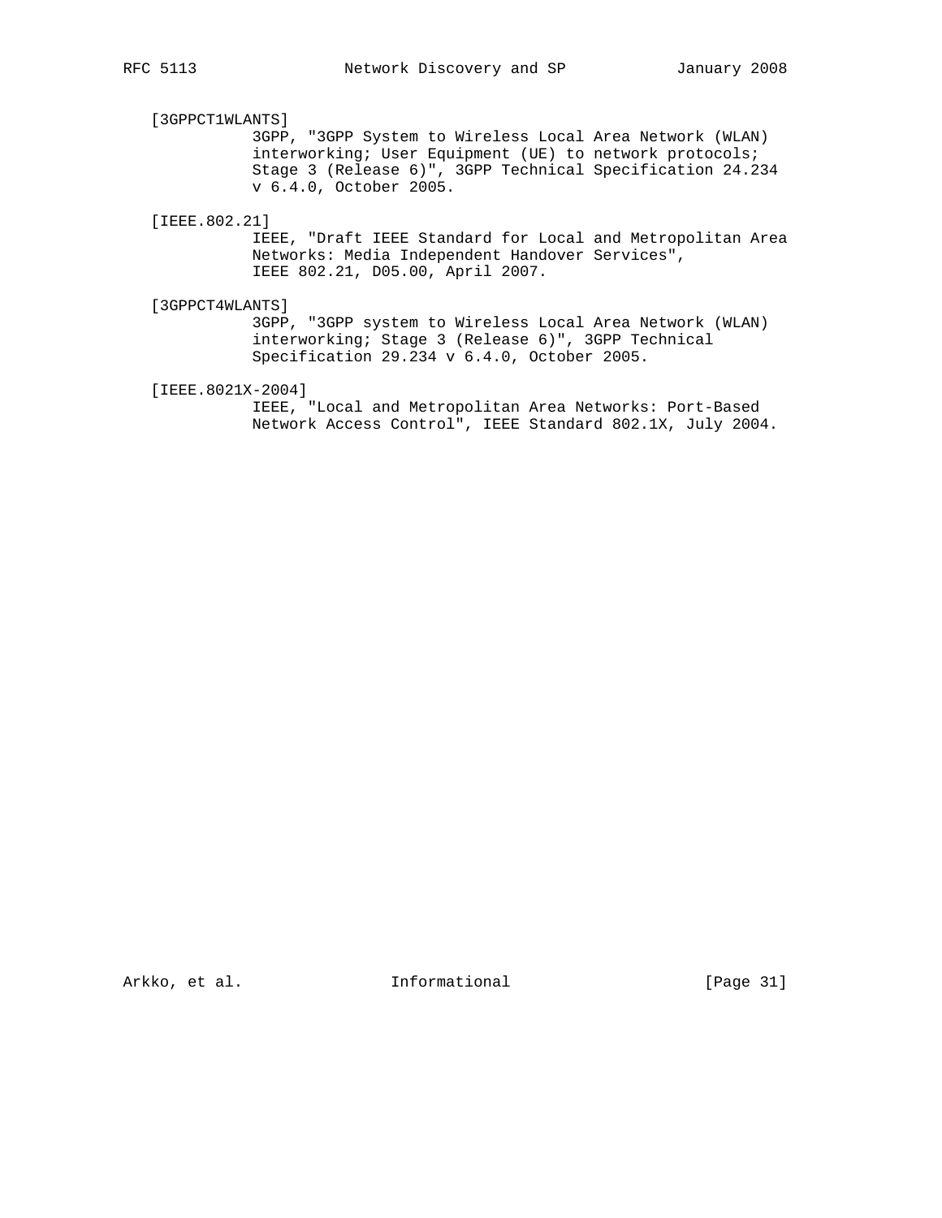[3GPPCT1WLANTS]
3GPP, "3GPP System to Wireless Local Area Network (WLAN) interworking; User Equipment (UE) to network protocols; Stage 3 (Release 6)", 3GPP Technical Specification 24.234 v 6.4.0, October 2005.

[IEEE.802.21]
IEEE, "Draft IEEE Standard for Local and Metropolitan Area Networks: Media Independent Handover Services", IEEE 802.21, D05.00, April 2007.

[3GPPCT4WLANTS]
3GPP, "3GPP system to Wireless Local Area Network (WLAN) interworking; Stage 3 (Release 6)", 3GPP Technical Specification 29.234 v 6.4.0, October 2005.

[IEEE.8021X-2004]
IEEE, "Local and Metropolitan Area Networks: Port-Based Network Access Control", IEEE Standard 802.1X, July 2004.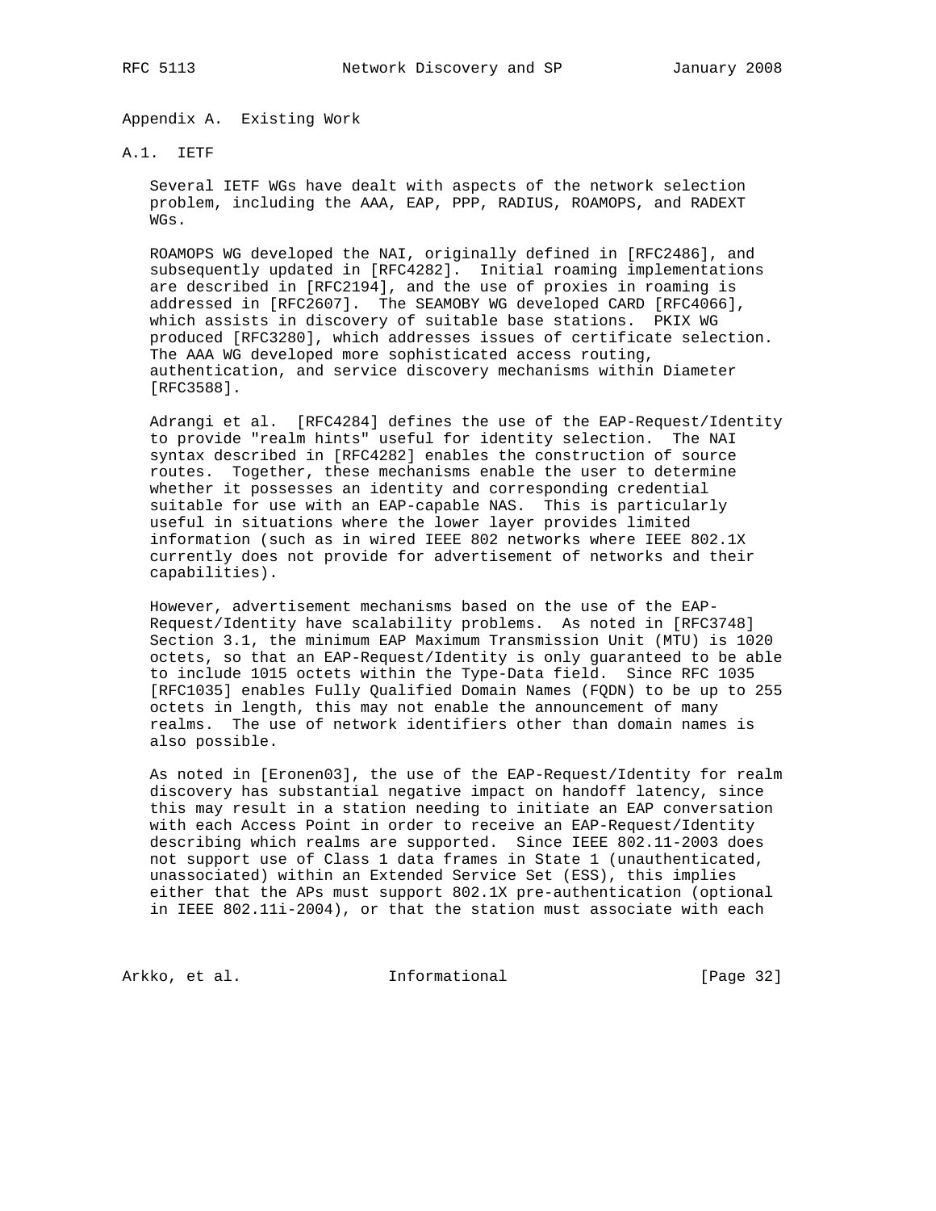# Appendix A. Existing Work

## A.1. IETF

Several IETF WGs have dealt with aspects of the network selection problem, including the AAA, EAP, PPP, RADIUS, ROAMOPS, and RADEXT WGs.

ROAMOPS WG developed the NAI, originally defined in [RFC2486], and subsequently updated in [RFC4282]. Initial roaming implementations are described in [RFC2194], and the use of proxies in roaming is addressed in [RFC2607]. The SEAMOBY WG developed CARD [RFC4066], which assists in discovery of suitable base stations. PKIX WG produced [RFC3280], which addresses issues of certificate selection. The AAA WG developed more sophisticated access routing, authentication, and service discovery mechanisms within Diameter [RFC3588].

Adrangi et al. [RFC4284] defines the use of the EAP-Request/Identity to provide "realm hints" useful for identity selection. The NAI syntax described in [RFC4282] enables the construction of source routes. Together, these mechanisms enable the user to determine whether it possesses an identity and corresponding credential suitable for use with an EAP-capable NAS. This is particularly useful in situations where the lower layer provides limited information (such as in wired IEEE 802 networks where IEEE 802.1X currently does not provide for advertisement of networks and their capabilities).

However, advertisement mechanisms based on the use of the EAP-Request/Identity have scalability problems. As noted in [RFC3748] Section 3.1, the minimum EAP Maximum Transmission Unit (MTU) is 1020 octets, so that an EAP-Request/Identity is only guaranteed to be able to include 1015 octets within the Type-Data field. Since RFC 1035 [RFC1035] enables Fully Qualified Domain Names (FQDN) to be up to 255 octets in length, this may not enable the announcement of many realms. The use of network identifiers other than domain names is also possible.

As noted in [Eronen03], the use of the EAP-Request/Identity for realm discovery has substantial negative impact on handoff latency, since this may result in a station needing to initiate an EAP conversation with each Access Point in order to receive an EAP-Request/Identity describing which realms are supported. Since IEEE 802.11-2003 does not support use of Class 1 data frames in State 1 (unauthenticated, unassociated) within an Extended Service Set (ESS), this implies either that the APs must support 802.1X pre-authentication (optional in IEEE 802.11i-2004), or that the station must associate with each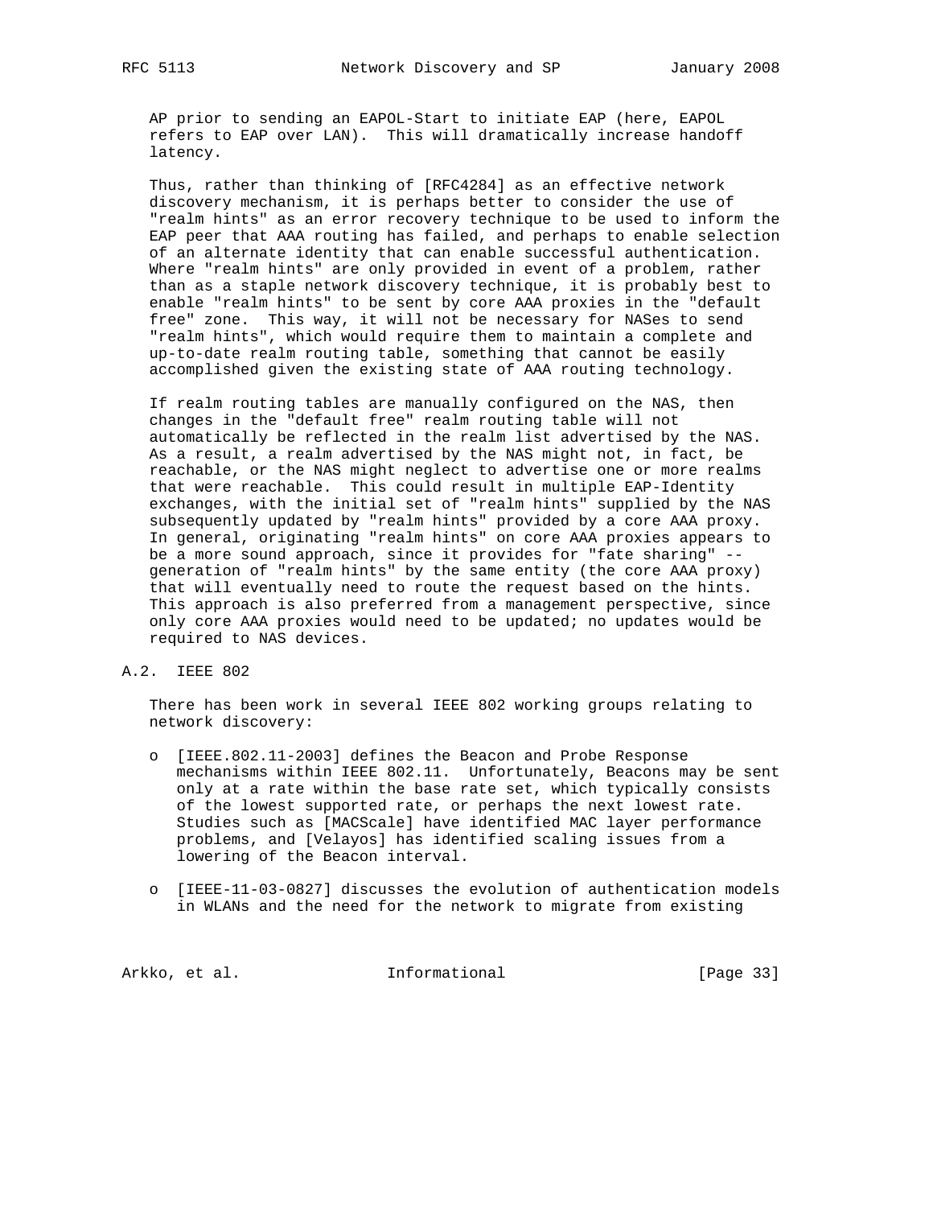AP prior to sending an EAPOL-Start to initiate EAP (here, EAPOL refers to EAP over LAN). This will dramatically increase handoff latency.

Thus, rather than thinking of [RFC4284] as an effective network discovery mechanism, it is perhaps better to consider the use of "realm hints" as an error recovery technique to be used to inform the EAP peer that AAA routing has failed, and perhaps to enable selection of an alternate identity that can enable successful authentication. Where "realm hints" are only provided in event of a problem, rather than as a staple network discovery technique, it is probably best to enable "realm hints" to be sent by core AAA proxies in the "default free" zone. This way, it will not be necessary for NASes to send "realm hints", which would require them to maintain a complete and up-to-date realm routing table, something that cannot be easily accomplished given the existing state of AAA routing technology.

If realm routing tables are manually configured on the NAS, then changes in the "default free" realm routing table will not automatically be reflected in the realm list advertised by the NAS. As a result, a realm advertised by the NAS might not, in fact, be reachable, or the NAS might neglect to advertise one or more realms that were reachable. This could result in multiple EAP-Identity exchanges, with the initial set of "realm hints" supplied by the NAS subsequently updated by "realm hints" provided by a core AAA proxy. In general, originating "realm hints" on core AAA proxies appears to be a more sound approach, since it provides for "fate sharing" -- generation of "realm hints" by the same entity (the core AAA proxy) that will eventually need to route the request based on the hints. This approach is also preferred from a management perspective, since only core AAA proxies would need to be updated; no updates would be required to NAS devices.

## A.2. IEEE 802

There has been work in several IEEE 802 working groups relating to network discovery:

- [IEEE.802.11-2003] defines the Beacon and Probe Response mechanisms within IEEE 802.11. Unfortunately, Beacons may be sent only at a rate within the base rate set, which typically consists of the lowest supported rate, or perhaps the next lowest rate. Studies such as [MACScale] have identified MAC layer performance problems, and [Velayos] has identified scaling issues from a lowering of the Beacon interval.

- [IEEE-11-03-0827] discusses the evolution of authentication models in WLANs and the need for the network to migrate from existing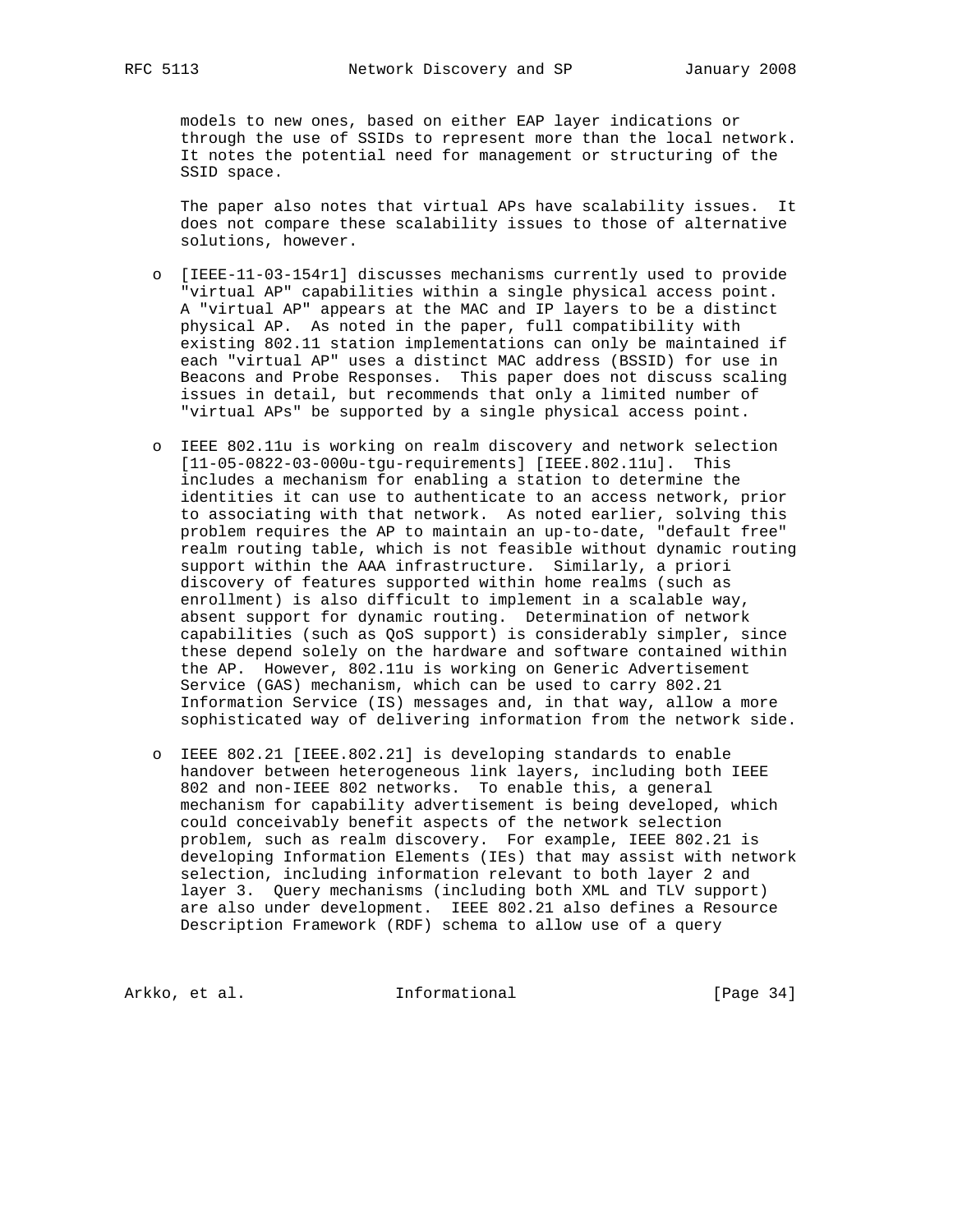models to new ones, based on either EAP layer indications or through the use of SSIDs to represent more than the local network. It notes the potential need for management or structuring of the SSID space.

The paper also notes that virtual APs have scalability issues. It does not compare these scalability issues to those of alternative solutions, however.

- [IEEE-11-03-154r1] discusses mechanisms currently used to provide "virtual AP" capabilities within a single physical access point. A "virtual AP" appears at the MAC and IP layers to be a distinct physical AP. As noted in the paper, full compatibility with existing 802.11 station implementations can only be maintained if each "virtual AP" uses a distinct MAC address (BSSID) for use in Beacons and Probe Responses. This paper does not discuss scaling issues in detail, but recommends that only a limited number of "virtual APs" be supported by a single physical access point.

- IEEE 802.11u is working on realm discovery and network selection [11-05-0822-03-000u-tgu-requirements] [IEEE.802.11u]. This includes a mechanism for enabling a station to determine the identities it can use to authenticate to an access network, prior to associating with that network. As noted earlier, solving this problem requires the AP to maintain an up-to-date, "default free" realm routing table, which is not feasible without dynamic routing support within the AAA infrastructure. Similarly, a priori discovery of features supported within home realms (such as enrollment) is also difficult to implement in a scalable way, absent support for dynamic routing. Determination of network capabilities (such as QoS support) is considerably simpler, since these depend solely on the hardware and software contained within the AP. However, 802.11u is working on Generic Advertisement Service (GAS) mechanism, which can be used to carry 802.21 Information Service (IS) messages and, in that way, allow a more sophisticated way of delivering information from the network side.

- IEEE 802.21 [IEEE.802.21] is developing standards to enable handover between heterogeneous link layers, including both IEEE 802 and non-IEEE 802 networks. To enable this, a general mechanism for capability advertisement is being developed, which could conceivably benefit aspects of the network selection problem, such as realm discovery. For example, IEEE 802.21 is developing Information Elements (IEs) that may assist with network selection, including information relevant to both layer 2 and layer 3. Query mechanisms (including both XML and TLV support) are also under development. IEEE 802.21 also defines a Resource Description Framework (RDF) schema to allow use of a query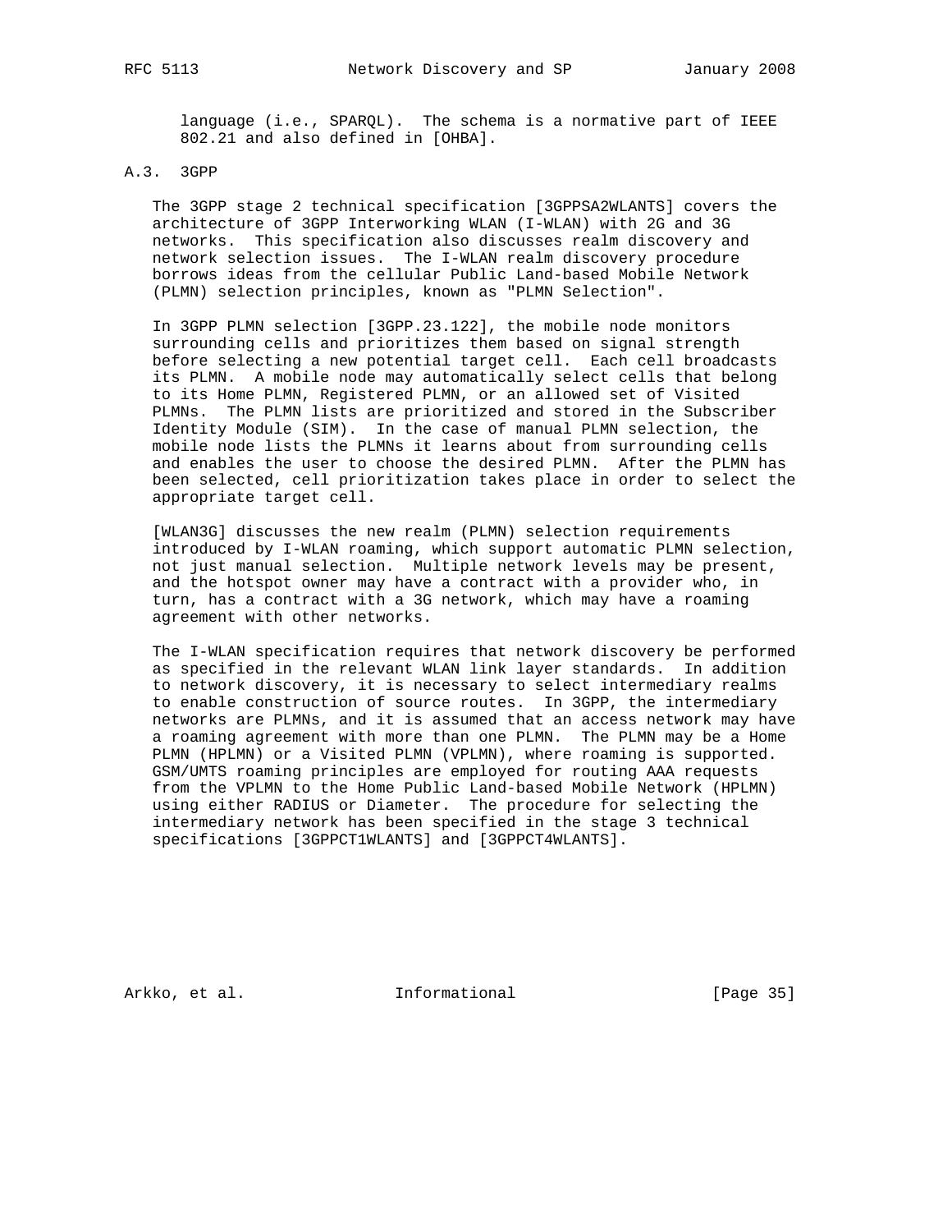language (i.e., SPARQL). The schema is a normative part of IEEE 802.21 and also defined in [OHBA].

### A.3. 3GPP

The 3GPP stage 2 technical specification [3GPPSA2WLANTS] covers the architecture of 3GPP Interworking WLAN (I-WLAN) with 2G and 3G networks. This specification also discusses realm discovery and network selection issues. The I-WLAN realm discovery procedure borrows ideas from the cellular Public Land-based Mobile Network (PLMN) selection principles, known as "PLMN Selection".

In 3GPP PLMN selection [3GPP.23.122], the mobile node monitors surrounding cells and prioritizes them based on signal strength before selecting a new potential target cell. Each cell broadcasts its PLMN. A mobile node may automatically select cells that belong to its Home PLMN, Registered PLMN, or an allowed set of Visited PLMNs. The PLMN lists are prioritized and stored in the Subscriber Identity Module (SIM). In the case of manual PLMN selection, the mobile node lists the PLMNs it learns about from surrounding cells and enables the user to choose the desired PLMN. After the PLMN has been selected, cell prioritization takes place in order to select the appropriate target cell.

[WLAN3G] discusses the new realm (PLMN) selection requirements introduced by I-WLAN roaming, which support automatic PLMN selection, not just manual selection. Multiple network levels may be present, and the hotspot owner may have a contract with a provider who, in turn, has a contract with a 3G network, which may have a roaming agreement with other networks.

The I-WLAN specification requires that network discovery be performed as specified in the relevant WLAN link layer standards. In addition to network discovery, it is necessary to select intermediary realms to enable construction of source routes. In 3GPP, the intermediary networks are PLMNs, and it is assumed that an access network may have a roaming agreement with more than one PLMN. The PLMN may be a Home PLMN (HPLMN) or a Visited PLMN (VPLMN), where roaming is supported. GSM/UMTS roaming principles are employed for routing AAA requests from the VPLMN to the Home Public Land-based Mobile Network (HPLMN) using either RADIUS or Diameter. The procedure for selecting the intermediary network has been specified in the stage 3 technical specifications [3GPPCT1WLANTS] and [3GPPCT4WLANTS].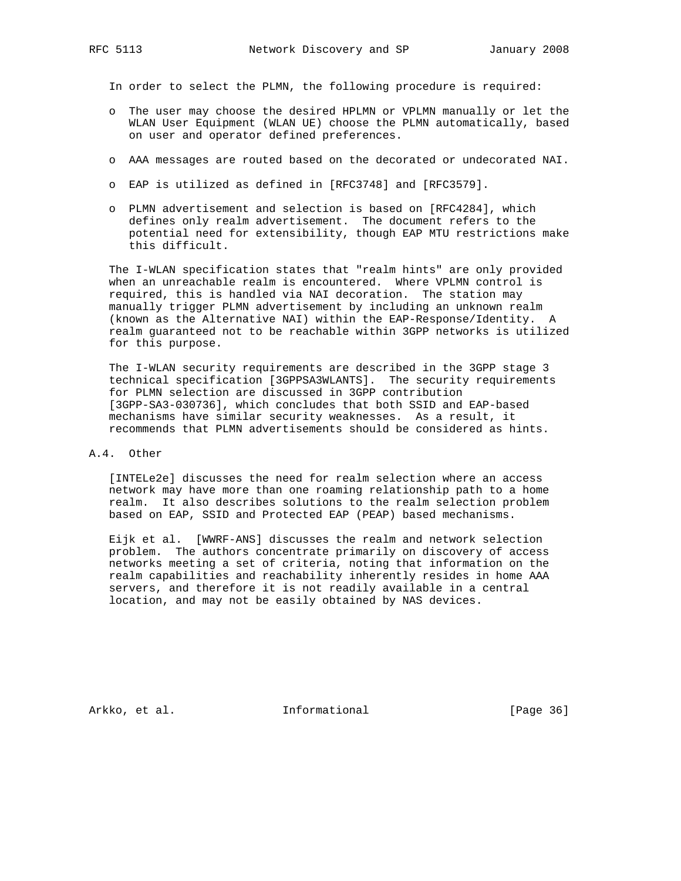In order to select the PLMN, the following procedure is required:

- The user may choose the desired HPLMN or VPLMN manually or let the WLAN User Equipment (WLAN UE) choose the PLMN automatically, based on user and operator defined preferences.
- AAA messages are routed based on the decorated or undecorated NAI.
- EAP is utilized as defined in [RFC3748] and [RFC3579].
- PLMN advertisement and selection is based on [RFC4284], which defines only realm advertisement. The document refers to the potential need for extensibility, though EAP MTU restrictions make this difficult.

The I-WLAN specification states that "realm hints" are only provided when an unreachable realm is encountered. Where VPLMN control is required, this is handled via NAI decoration. The station may manually trigger PLMN advertisement by including an unknown realm (known as the Alternative NAI) within the EAP-Response/Identity. A realm guaranteed not to be reachable within 3GPP networks is utilized for this purpose.

The I-WLAN security requirements are described in the 3GPP stage 3 technical specification [3GPPSA3WLANTS]. The security requirements for PLMN selection are discussed in 3GPP contribution [3GPP-SA3-030736], which concludes that both SSID and EAP-based mechanisms have similar security weaknesses. As a result, it recommends that PLMN advertisements should be considered as hints.

## A.4. Other

[INTELe2e] discusses the need for realm selection where an access network may have more than one roaming relationship path to a home realm. It also describes solutions to the realm selection problem based on EAP, SSID and Protected EAP (PEAP) based mechanisms.

Eijk et al. [WWRF-ANS] discusses the realm and network selection problem. The authors concentrate primarily on discovery of access networks meeting a set of criteria, noting that information on the realm capabilities and reachability inherently resides in home AAA servers, and therefore it is not readily available in a central location, and may not be easily obtained by NAS devices.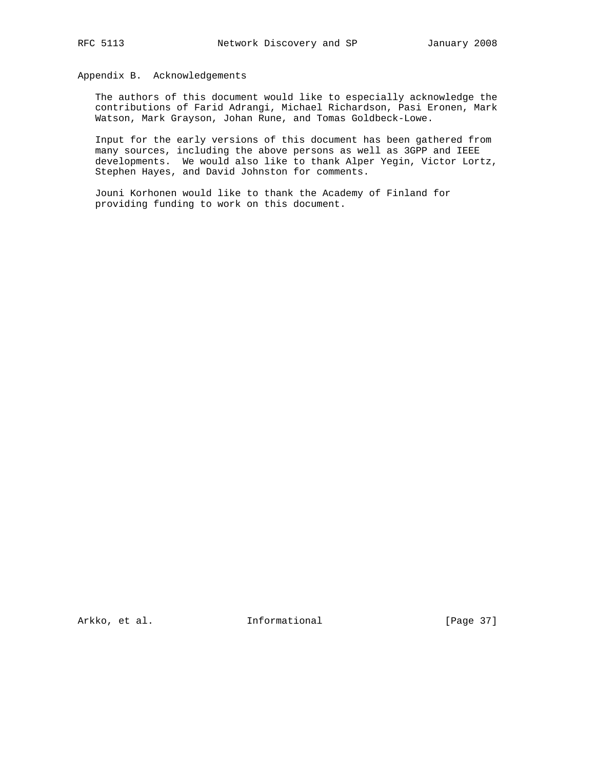## Appendix B. Acknowledgements

The authors of this document would like to especially acknowledge the contributions of Farid Adrangi, Michael Richardson, Pasi Eronen, Mark Watson, Mark Grayson, Johan Rune, and Tomas Goldbeck-Lowe.

Input for the early versions of this document has been gathered from many sources, including the above persons as well as 3GPP and IEEE developments. We would also like to thank Alper Yegin, Victor Lortz, Stephen Hayes, and David Johnston for comments.

Jouni Korhonen would like to thank the Academy of Finland for providing funding to work on this document.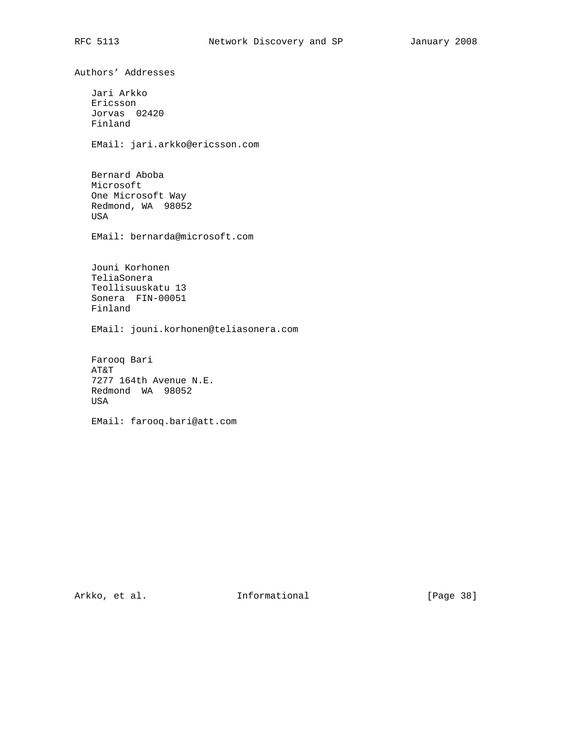## Authors' Addresses

Jari Arkko
Ericsson
Jorvas  02420
Finland

EMail: jari.arkko@ericsson.com

Bernard Aboba
Microsoft
One Microsoft Way
Redmond, WA  98052
USA

EMail: bernarda@microsoft.com

Jouni Korhonen
TeliaSonera
Teollisuuskatu 13
Sonera  FIN-00051
Finland

EMail: jouni.korhonen@teliasonera.com

Farooq Bari
AT&T
7277 164th Avenue N.E.
Redmond  WA  98052
USA

EMail: farooq.bari@att.com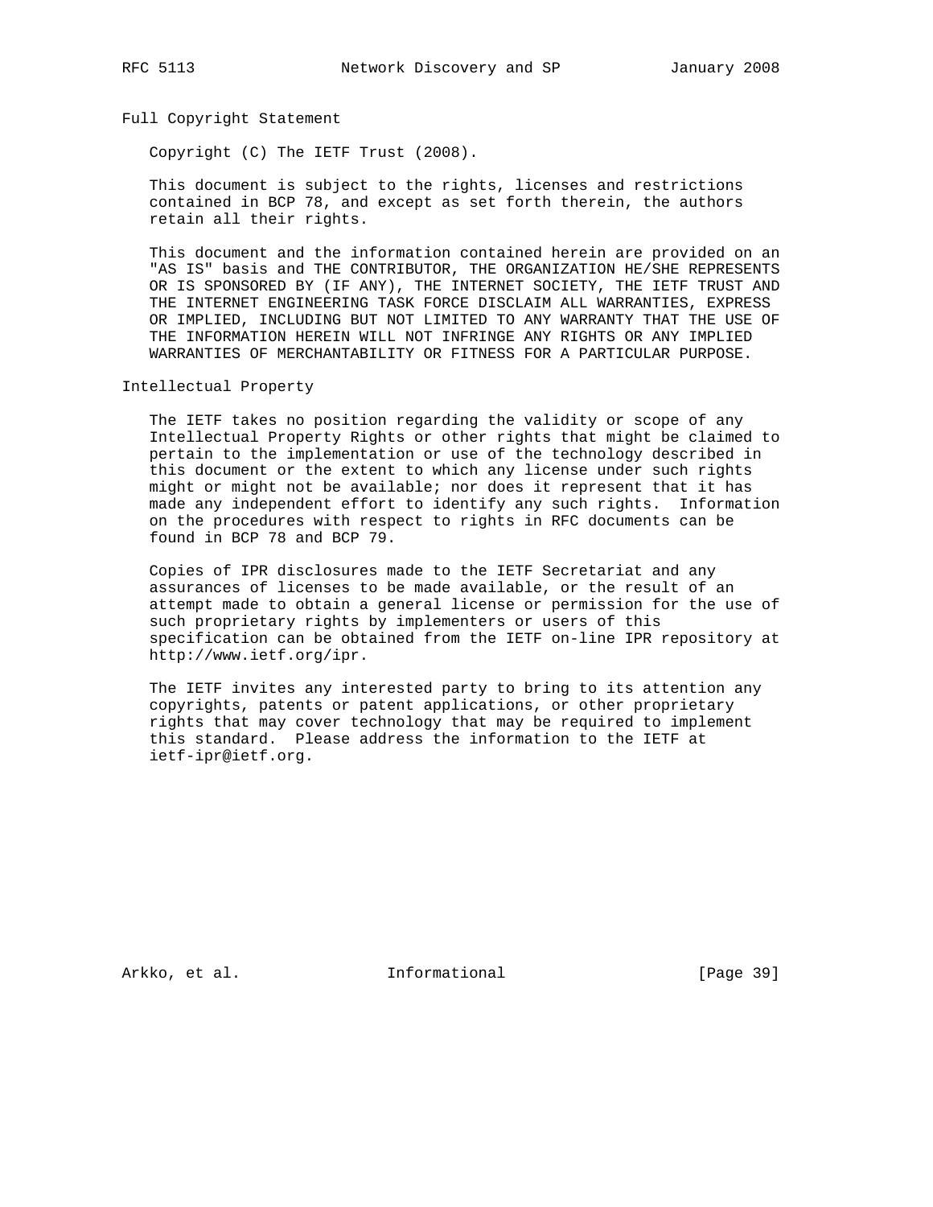## Full Copyright Statement

Copyright (C) The IETF Trust (2008).

This document is subject to the rights, licenses and restrictions contained in BCP 78, and except as set forth therein, the authors retain all their rights.

This document and the information contained herein are provided on an "AS IS" basis and THE CONTRIBUTOR, THE ORGANIZATION HE/SHE REPRESENTS OR IS SPONSORED BY (IF ANY), THE INTERNET SOCIETY, THE IETF TRUST AND THE INTERNET ENGINEERING TASK FORCE DISCLAIM ALL WARRANTIES, EXPRESS OR IMPLIED, INCLUDING BUT NOT LIMITED TO ANY WARRANTY THAT THE USE OF THE INFORMATION HEREIN WILL NOT INFRINGE ANY RIGHTS OR ANY IMPLIED WARRANTIES OF MERCHANTABILITY OR FITNESS FOR A PARTICULAR PURPOSE.

## Intellectual Property

The IETF takes no position regarding the validity or scope of any Intellectual Property Rights or other rights that might be claimed to pertain to the implementation or use of the technology described in this document or the extent to which any license under such rights might or might not be available; nor does it represent that it has made any independent effort to identify any such rights. Information on the procedures with respect to rights in RFC documents can be found in BCP 78 and BCP 79.

Copies of IPR disclosures made to the IETF Secretariat and any assurances of licenses to be made available, or the result of an attempt made to obtain a general license or permission for the use of such proprietary rights by implementers or users of this specification can be obtained from the IETF on-line IPR repository at http://www.ietf.org/ipr.

The IETF invites any interested party to bring to its attention any copyrights, patents or patent applications, or other proprietary rights that may cover technology that may be required to implement this standard. Please address the information to the IETF at ietf-ipr@ietf.org.